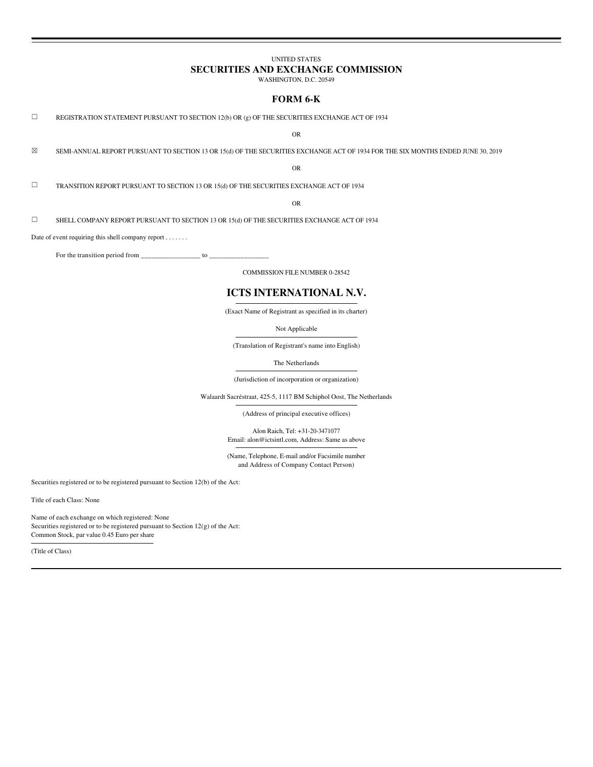UNITED STATES

**SECURITIES AND EXCHANGE COMMISSION**

WASHINGTON, D.C. 20549

## FORM 6-K

☐ REGISTRATION STATEMENT PURSUANT TO SECTION 12(b) OR (g) OF THE SECURITIES EXCHANGE ACT OF 1934

OR

☒ SEMI-ANNUAL REPORT PURSUANT TO SECTION 13 OR 15(d) OF THE SECURITIES EXCHANGE ACT OF 1934 FOR THE SIX MONTHS ENDED JUNE 30, 2019

OR

☐ TRANSITION REPORT PURSUANT TO SECTION 13 OR 15(d) OF THE SECURITIES EXCHANGE ACT OF 1934

OR

☐ SHELL COMPANY REPORT PURSUANT TO SECTION 13 OR 15(d) OF THE SECURITIES EXCHANGE ACT OF 1934

Date of event requiring this shell company report . . . . . . .

For the transition period from _________________ to _________________

COMMISSION FILE NUMBER 0-28542

# ICTS INTERNATIONAL N.V.

(Exact Name of Registrant as specified in its charter)

Not Applicable

(Translation of Registrant's name into English)

The Netherlands

(Jurisdiction of incorporation or organization)

Walaardt Sacréstraat, 425-5, 1117 BM Schiphol Oost, The Netherlands

(Address of principal executive offices)

Alon Raich, Tel: +31-20-3471077
Email: alon@ictsintl.com, Address: Same as above

(Name, Telephone, E-mail and/or Facsimile number
and Address of Company Contact Person)

Securities registered or to be registered pursuant to Section 12(b) of the Act:

Title of each Class: None

Name of each exchange on which registered: None
Securities registered or to be registered pursuant to Section 12(g) of the Act:
Common Stock, par value 0.45 Euro per share

(Title of Class)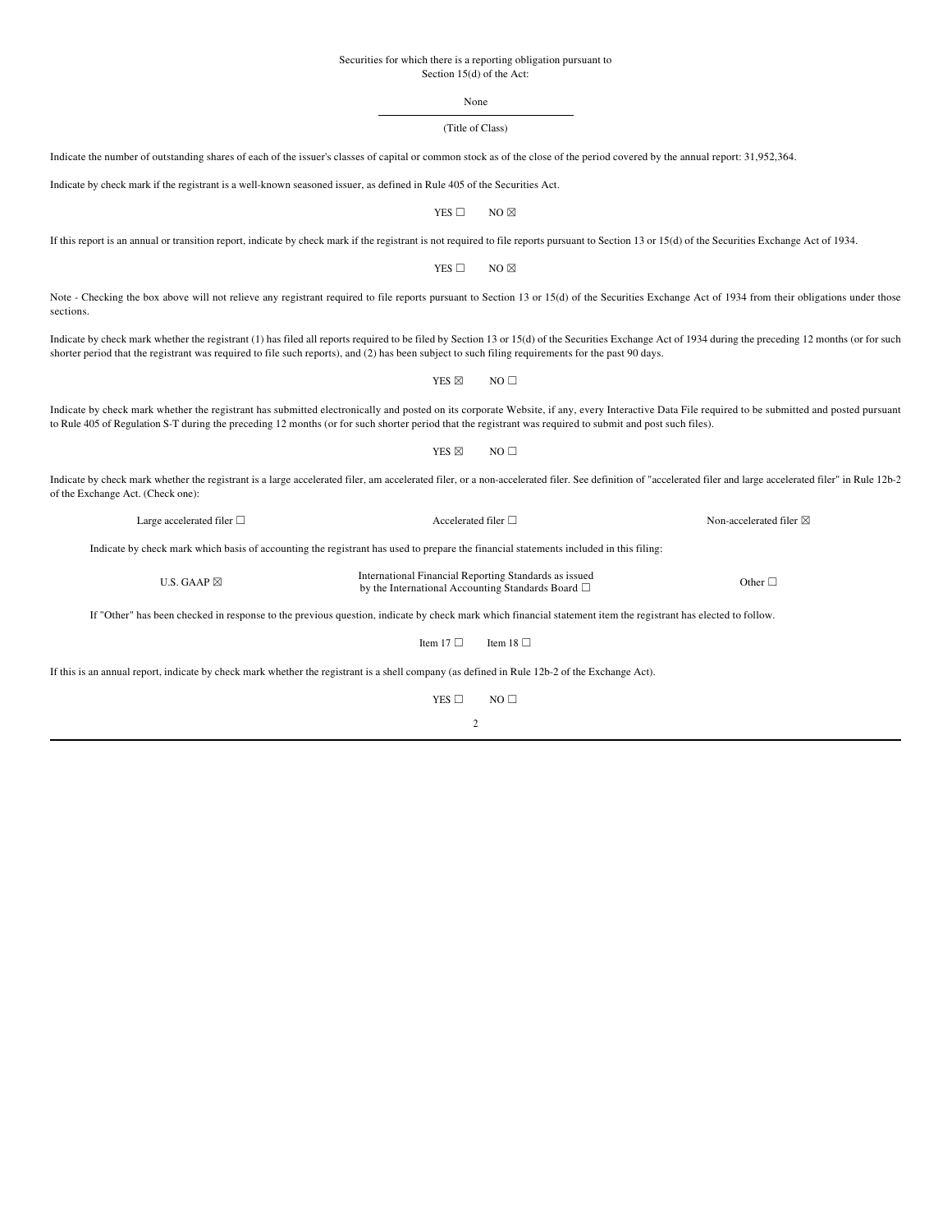Securities for which there is a reporting obligation pursuant to
Section 15(d) of the Act:

None

(Title of Class)

Indicate the number of outstanding shares of each of the issuer's classes of capital or common stock as of the close of the period covered by the annual report: 31,952,364.

Indicate by check mark if the registrant is a well-known seasoned issuer, as defined in Rule 405 of the Securities Act.

YES ☐ NO ☒

If this report is an annual or transition report, indicate by check mark if the registrant is not required to file reports pursuant to Section 13 or 15(d) of the Securities Exchange Act of 1934.

YES ☐ NO ☒

Note - Checking the box above will not relieve any registrant required to file reports pursuant to Section 13 or 15(d) of the Securities Exchange Act of 1934 from their obligations under those sections.

Indicate by check mark whether the registrant (1) has filed all reports required to be filed by Section 13 or 15(d) of the Securities Exchange Act of 1934 during the preceding 12 months (or for such shorter period that the registrant was required to file such reports), and (2) has been subject to such filing requirements for the past 90 days.

YES ☒ NO ☐

Indicate by check mark whether the registrant has submitted electronically and posted on its corporate Website, if any, every Interactive Data File required to be submitted and posted pursuant to Rule 405 of Regulation S-T during the preceding 12 months (or for such shorter period that the registrant was required to submit and post such files).

YES ☒ NO ☐

Indicate by check mark whether the registrant is a large accelerated filer, am accelerated filer, or a non-accelerated filer. See definition of "accelerated filer and large accelerated filer" in Rule 12b-2 of the Exchange Act. (Check one):

Large accelerated filer ☐ Accelerated filer ☐ Non-accelerated filer ☒

Indicate by check mark which basis of accounting the registrant has used to prepare the financial statements included in this filing:

U.S. GAAP ☒ International Financial Reporting Standards as issued by the International Accounting Standards Board ☐ Other ☐

If "Other" has been checked in response to the previous question, indicate by check mark which financial statement item the registrant has elected to follow.

Item 17 ☐ Item 18 ☐

If this is an annual report, indicate by check mark whether the registrant is a shell company (as defined in Rule 12b-2 of the Exchange Act).

YES ☐ NO ☐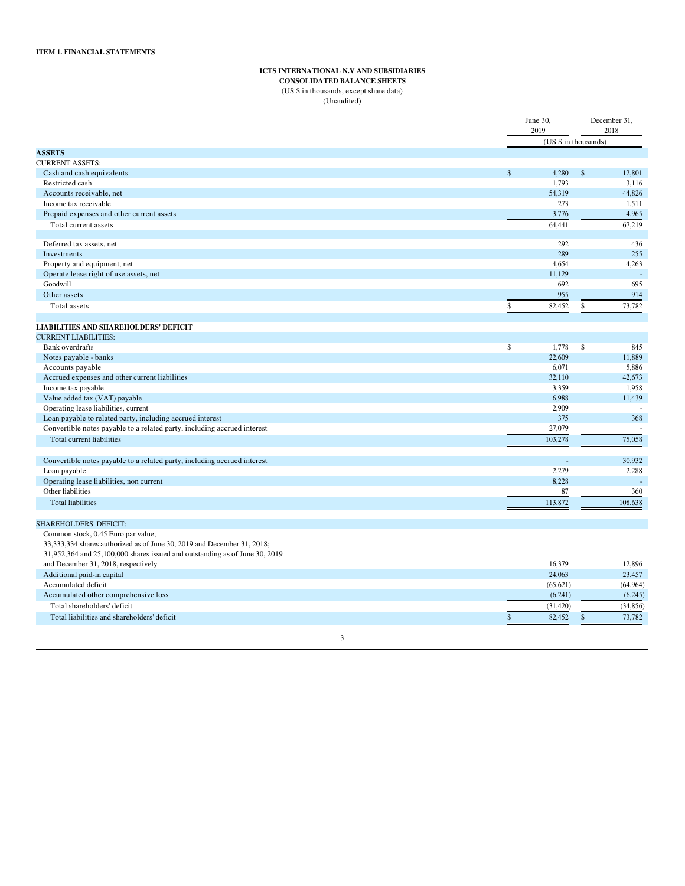**ITEM 1. FINANCIAL STATEMENTS**

**ICTS INTERNATIONAL N.V AND SUBSIDIARIES**
**CONSOLIDATED BALANCE SHEETS**
(US $ in thousands, except share data)
(Unaudited)

| | June 30, 2019 | December 31, 2018 |
|---|---|---|
| | (US $ in thousands) | |
| **ASSETS** | | |
| CURRENT ASSETS: | | |
| Cash and cash equivalents | $ 4,280 | $ 12,801 |
| Restricted cash | 1,793 | 3,116 |
| Accounts receivable, net | 54,319 | 44,826 |
| Income tax receivable | 273 | 1,511 |
| Prepaid expenses and other current assets | 3,776 | 4,965 |
| Total current assets | 64,441 | 67,219 |
| | | |
| Deferred tax assets, net | 292 | 436 |
| Investments | 289 | 255 |
| Property and equipment, net | 4,654 | 4,263 |
| Operate lease right of use assets, net | 11,129 | - |
| Goodwill | 692 | 695 |
| Other assets | 955 | 914 |
| Total assets | $ 82,452 | $ 73,782 |
| | | |
| **LIABILITIES AND SHAREHOLDERS' DEFICIT** | | |
| CURRENT LIABILITIES: | | |
| Bank overdrafts | $ 1,778 | $ 845 |
| Notes payable - banks | 22,609 | 11,889 |
| Accounts payable | 6,071 | 5,886 |
| Accrued expenses and other current liabilities | 32,110 | 42,673 |
| Income tax payable | 3,359 | 1,958 |
| Value added tax (VAT) payable | 6,988 | 11,439 |
| Operating lease liabilities, current | 2,909 | - |
| Loan payable to related party, including accrued interest | 375 | 368 |
| Convertible notes payable to a related party, including accrued interest | 27,079 | - |
| Total current liabilities | 103,278 | 75,058 |
| | | |
| Convertible notes payable to a related party, including accrued interest | - | 30,932 |
| Loan payable | 2,279 | 2,288 |
| Operating lease liabilities, non current | 8,228 | - |
| Other liabilities | 87 | 360 |
| Total liabilities | 113,872 | 108,638 |
| | | |
| SHAREHOLDERS' DEFICIT: | | |
| Common stock, 0.45 Euro par value; 33,333,334 shares authorized as of June 30, 2019 and December 31, 2018; 31,952,364 and 25,100,000 shares issued and outstanding as of June 30, 2019 and December 31, 2018, respectively | 16,379 | 12,896 |
| Additional paid-in capital | 24,063 | 23,457 |
| Accumulated deficit | (65,621) | (64,964) |
| Accumulated other comprehensive loss | (6,241) | (6,245) |
| Total shareholders' deficit | (31,420) | (34,856) |
| Total liabilities and shareholders' deficit | $ 82,452 | $ 73,782 |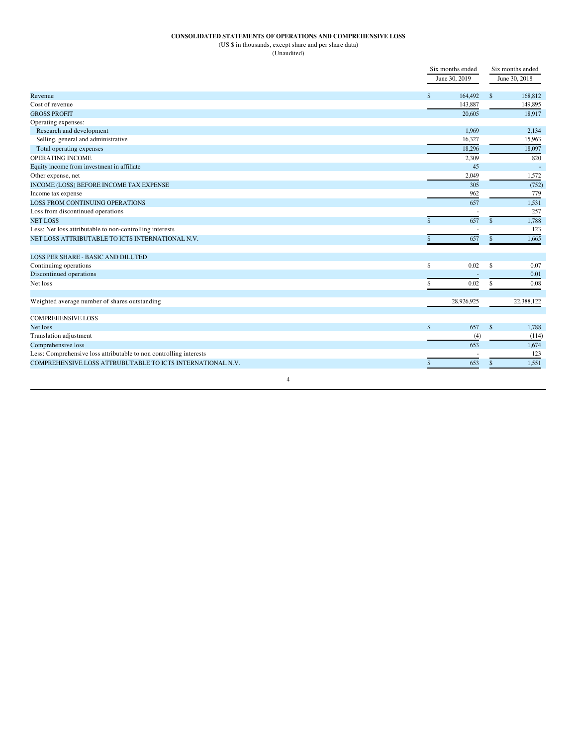**CONSOLIDATED STATEMENTS OF OPERATIONS AND COMPREHENSIVE LOSS**

(US $ in thousands, except share and per share data)

(Unaudited)

| | Six months ended June 30, 2019 | Six months ended June 30, 2018 |
|---|---|---|
| Revenue | $ 164,492 | $ 168,812 |
| Cost of revenue | 143,887 | 149,895 |
| GROSS PROFIT | 20,605 | 18,917 |
| Operating expenses: | | |
| Research and development | 1,969 | 2,134 |
| Selling, general and administrative | 16,327 | 15,963 |
| Total operating expenses | 18,296 | 18,097 |
| OPERATING INCOME | 2,309 | 820 |
| Equity income from investment in affiliate | 45 | - |
| Other expense, net | 2,049 | 1,572 |
| INCOME (LOSS) BEFORE INCOME TAX EXPENSE | 305 | (752) |
| Income tax expense | 962 | 779 |
| LOSS FROM CONTINUING OPERATIONS | 657 | 1,531 |
| Loss from discontinued operations | - | 257 |
| NET LOSS | $ 657 | $ 1,788 |
| Less: Net loss attributable to non-controlling interests | - | 123 |
| NET LOSS ATTRIBUTABLE TO ICTS INTERNATIONAL N.V. | $ 657 | $ 1,665 |
| | | |
| LOSS PER SHARE - BASIC AND DILUTED | | |
| Continuimg operations | $ 0.02 | $ 0.07 |
| Discontinued operations | - | 0.01 |
| Net loss | $ 0.02 | $ 0.08 |
| | | |
| Weighted average number of shares outstanding | 28,926,925 | 22,388,122 |
| | | |
| COMPREHENSIVE LOSS | | |
| Net loss | $ 657 | $ 1,788 |
| Translation adjustment | (4) | (114) |
| Comprehensive loss | 653 | 1,674 |
| Less: Comprehensive loss attributable to non controlling interests | - | 123 |
| COMPREHENSIVE LOSS ATTRUBUTABLE TO ICTS INTERNATIONAL N.V. | $ 653 | $ 1,551 |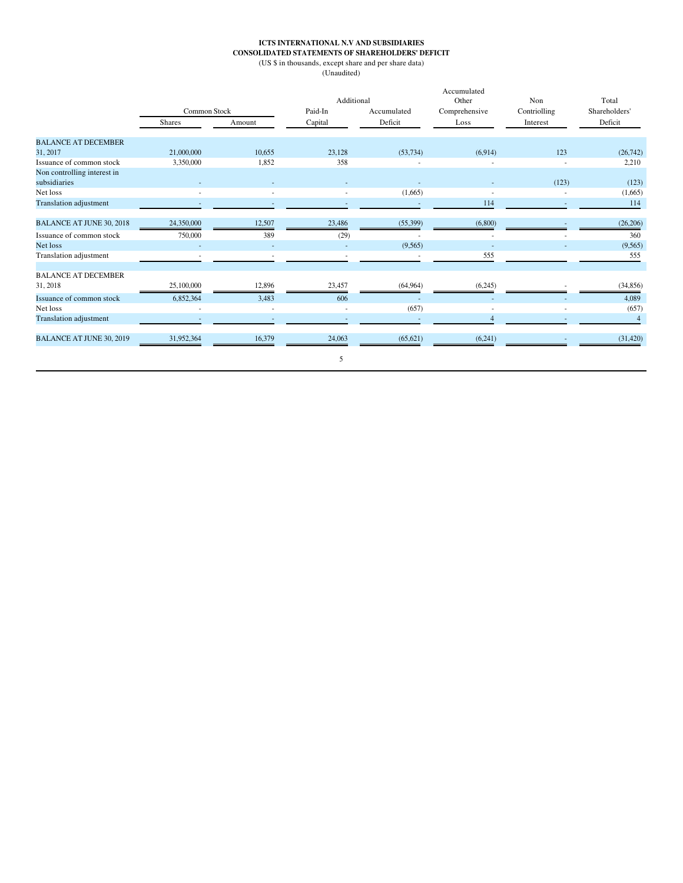**ICTS INTERNATIONAL N.V AND SUBSIDIARIES**
**CONSOLIDATED STATEMENTS OF SHAREHOLDERS' DEFICIT**
(US $ in thousands, except share and per share data)
(Unaudited)

| | Common Stock | | Additional Paid-In Capital | Accumulated Deficit | Accumulated Other Comprehensive Loss | Non Controlling Interest | Total Shareholders' Deficit |
|---|---|---|---|---|---|---|---|
| | Shares | Amount | | | | | |
| BALANCE AT DECEMBER 31, 2017 | 21,000,000 | 10,655 | 23,128 | (53,734) | (6,914) | 123 | (26,742) |
| Issuance of common stock | 3,350,000 | 1,852 | 358 | - | - | - | 2,210 |
| Non controlling interest in subsidiaries | - | - | - | - | - | (123) | (123) |
| Net loss | - | - | - | (1,665) | - | - | (1,665) |
| Translation adjustment | - | - | - | - | 114 | - | 114 |
| BALANCE AT JUNE 30, 2018 | 24,350,000 | 12,507 | 23,486 | (55,399) | (6,800) | - | (26,206) |
| Issuance of common stock | 750,000 | 389 | (29) | - | - | - | 360 |
| Net loss | - | - | - | (9,565) | - | - | (9,565) |
| Translation adjustment | - | - | - | - | 555 | | 555 |
| BALANCE AT DECEMBER 31, 2018 | 25,100,000 | 12,896 | 23,457 | (64,964) | (6,245) | - | (34,856) |
| Issuance of common stock | 6,852,364 | 3,483 | 606 | - | - | - | 4,089 |
| Net loss | - | - | - | (657) | - | - | (657) |
| Translation adjustment | - | - | - | - | 4 | - | 4 |
| BALANCE AT JUNE 30, 2019 | 31,952,364 | 16,379 | 24,063 | (65,621) | (6,241) | - | (31,420) |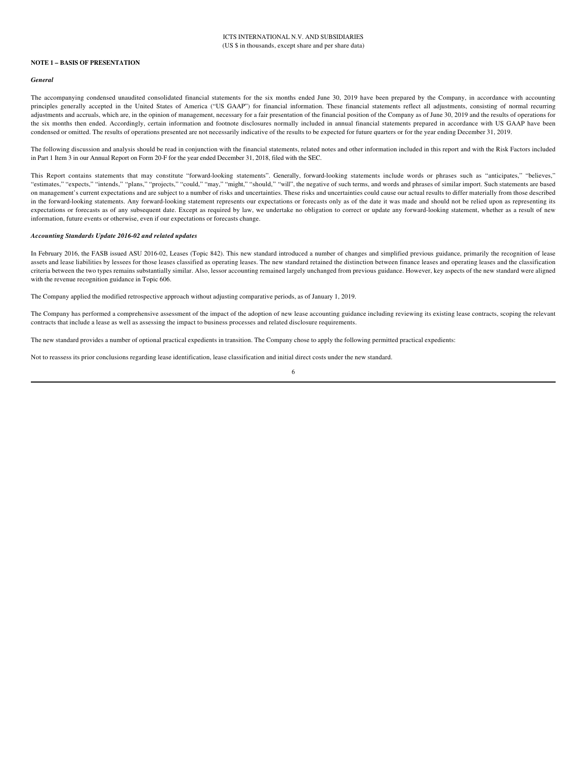## NOTE 1 – BASIS OF PRESENTATION

### *General*

The accompanying condensed unaudited consolidated financial statements for the six months ended June 30, 2019 have been prepared by the Company, in accordance with accounting principles generally accepted in the United States of America ("US GAAP") for financial information. These financial statements reflect all adjustments, consisting of normal recurring adjustments and accruals, which are, in the opinion of management, necessary for a fair presentation of the financial position of the Company as of June 30, 2019 and the results of operations for the six months then ended. Accordingly, certain information and footnote disclosures normally included in annual financial statements prepared in accordance with US GAAP have been condensed or omitted. The results of operations presented are not necessarily indicative of the results to be expected for future quarters or for the year ending December 31, 2019.

The following discussion and analysis should be read in conjunction with the financial statements, related notes and other information included in this report and with the Risk Factors included in Part 1 Item 3 in our Annual Report on Form 20-F for the year ended December 31, 2018, filed with the SEC.

This Report contains statements that may constitute "forward-looking statements". Generally, forward-looking statements include words or phrases such as "anticipates," "believes," "estimates," "expects," "intends," "plans," "projects," "could," "may," "might," "should," "will", the negative of such terms, and words and phrases of similar import. Such statements are based on management's current expectations and are subject to a number of risks and uncertainties. These risks and uncertainties could cause our actual results to differ materially from those described in the forward-looking statements. Any forward-looking statement represents our expectations or forecasts only as of the date it was made and should not be relied upon as representing its expectations or forecasts as of any subsequent date. Except as required by law, we undertake no obligation to correct or update any forward-looking statement, whether as a result of new information, future events or otherwise, even if our expectations or forecasts change.

### *Accounting Standards Update 2016-02 and related updates*

In February 2016, the FASB issued ASU 2016-02, Leases (Topic 842). This new standard introduced a number of changes and simplified previous guidance, primarily the recognition of lease assets and lease liabilities by lessees for those leases classified as operating leases. The new standard retained the distinction between finance leases and operating leases and the classification criteria between the two types remains substantially similar. Also, lessor accounting remained largely unchanged from previous guidance. However, key aspects of the new standard were aligned with the revenue recognition guidance in Topic 606.

The Company applied the modified retrospective approach without adjusting comparative periods, as of January 1, 2019.

The Company has performed a comprehensive assessment of the impact of the adoption of new lease accounting guidance including reviewing its existing lease contracts, scoping the relevant contracts that include a lease as well as assessing the impact to business processes and related disclosure requirements.

The new standard provides a number of optional practical expedients in transition. The Company chose to apply the following permitted practical expedients:

Not to reassess its prior conclusions regarding lease identification, lease classification and initial direct costs under the new standard.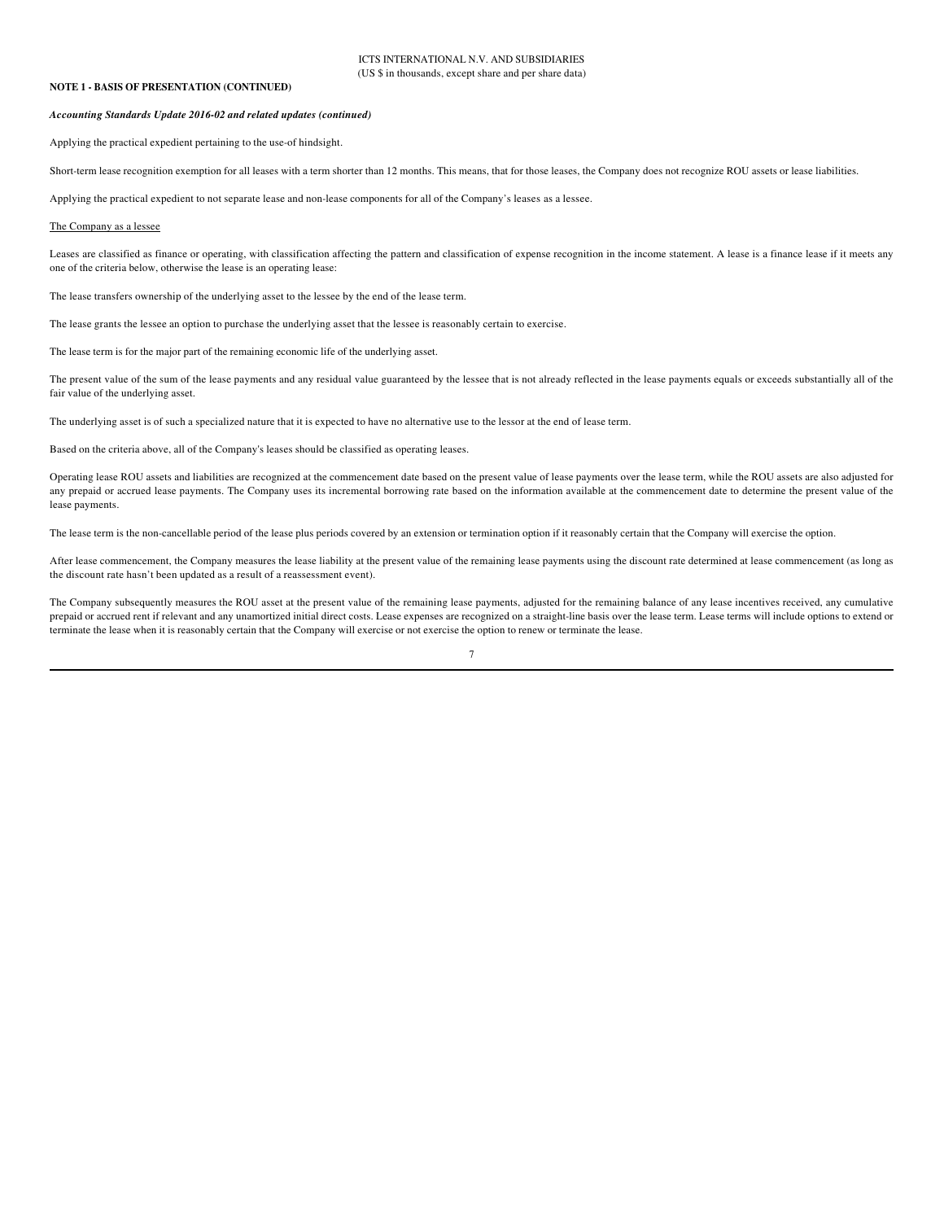**NOTE 1 - BASIS OF PRESENTATION (CONTINUED)**

***Accounting Standards Update 2016-02 and related updates (continued)***

Applying the practical expedient pertaining to the use-of hindsight.

Short-term lease recognition exemption for all leases with a term shorter than 12 months. This means, that for those leases, the Company does not recognize ROU assets or lease liabilities.

Applying the practical expedient to not separate lease and non-lease components for all of the Company's leases as a lessee.

The Company as a lessee

Leases are classified as finance or operating, with classification affecting the pattern and classification of expense recognition in the income statement. A lease is a finance lease if it meets any one of the criteria below, otherwise the lease is an operating lease:

The lease transfers ownership of the underlying asset to the lessee by the end of the lease term.

The lease grants the lessee an option to purchase the underlying asset that the lessee is reasonably certain to exercise.

The lease term is for the major part of the remaining economic life of the underlying asset.

The present value of the sum of the lease payments and any residual value guaranteed by the lessee that is not already reflected in the lease payments equals or exceeds substantially all of the fair value of the underlying asset.

The underlying asset is of such a specialized nature that it is expected to have no alternative use to the lessor at the end of lease term.

Based on the criteria above, all of the Company's leases should be classified as operating leases.

Operating lease ROU assets and liabilities are recognized at the commencement date based on the present value of lease payments over the lease term, while the ROU assets are also adjusted for any prepaid or accrued lease payments. The Company uses its incremental borrowing rate based on the information available at the commencement date to determine the present value of the lease payments.

The lease term is the non-cancellable period of the lease plus periods covered by an extension or termination option if it reasonably certain that the Company will exercise the option.

After lease commencement, the Company measures the lease liability at the present value of the remaining lease payments using the discount rate determined at lease commencement (as long as the discount rate hasn't been updated as a result of a reassessment event).

The Company subsequently measures the ROU asset at the present value of the remaining lease payments, adjusted for the remaining balance of any lease incentives received, any cumulative prepaid or accrued rent if relevant and any unamortized initial direct costs. Lease expenses are recognized on a straight-line basis over the lease term. Lease terms will include options to extend or terminate the lease when it is reasonably certain that the Company will exercise or not exercise the option to renew or terminate the lease.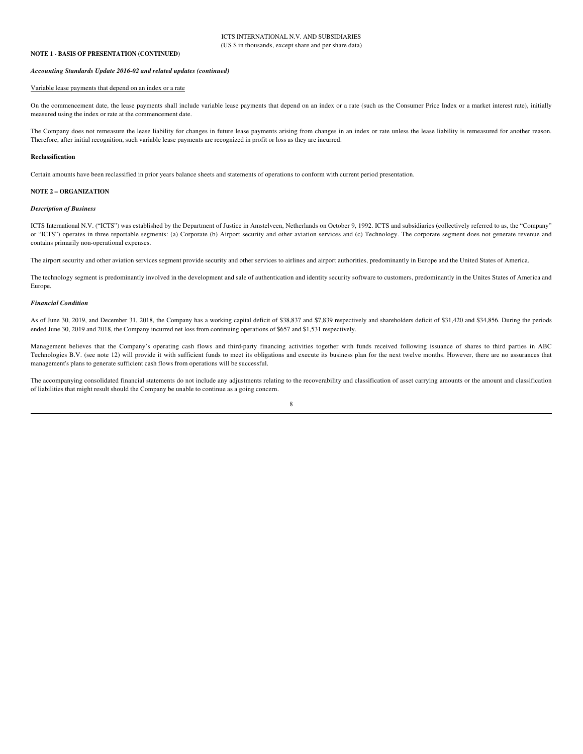**NOTE 1 - BASIS OF PRESENTATION (CONTINUED)**

***Accounting Standards Update 2016-02 and related updates (continued)***

Variable lease payments that depend on an index or a rate

On the commencement date, the lease payments shall include variable lease payments that depend on an index or a rate (such as the Consumer Price Index or a market interest rate), initially measured using the index or rate at the commencement date.

The Company does not remeasure the lease liability for changes in future lease payments arising from changes in an index or rate unless the lease liability is remeasured for another reason. Therefore, after initial recognition, such variable lease payments are recognized in profit or loss as they are incurred.

**Reclassification**

Certain amounts have been reclassified in prior years balance sheets and statements of operations to conform with current period presentation.

**NOTE 2 – ORGANIZATION**

***Description of Business***

ICTS International N.V. ("ICTS") was established by the Department of Justice in Amstelveen, Netherlands on October 9, 1992. ICTS and subsidiaries (collectively referred to as, the "Company" or "ICTS") operates in three reportable segments: (a) Corporate (b) Airport security and other aviation services and (c) Technology. The corporate segment does not generate revenue and contains primarily non-operational expenses.

The airport security and other aviation services segment provide security and other services to airlines and airport authorities, predominantly in Europe and the United States of America.

The technology segment is predominantly involved in the development and sale of authentication and identity security software to customers, predominantly in the Unites States of America and Europe.

***Financial Condition***

As of June 30, 2019, and December 31, 2018, the Company has a working capital deficit of $38,837 and $7,839 respectively and shareholders deficit of $31,420 and $34,856. During the periods ended June 30, 2019 and 2018, the Company incurred net loss from continuing operations of $657 and $1,531 respectively.

Management believes that the Company's operating cash flows and third-party financing activities together with funds received following issuance of shares to third parties in ABC Technologies B.V. (see note 12) will provide it with sufficient funds to meet its obligations and execute its business plan for the next twelve months. However, there are no assurances that management's plans to generate sufficient cash flows from operations will be successful.

The accompanying consolidated financial statements do not include any adjustments relating to the recoverability and classification of asset carrying amounts or the amount and classification of liabilities that might result should the Company be unable to continue as a going concern.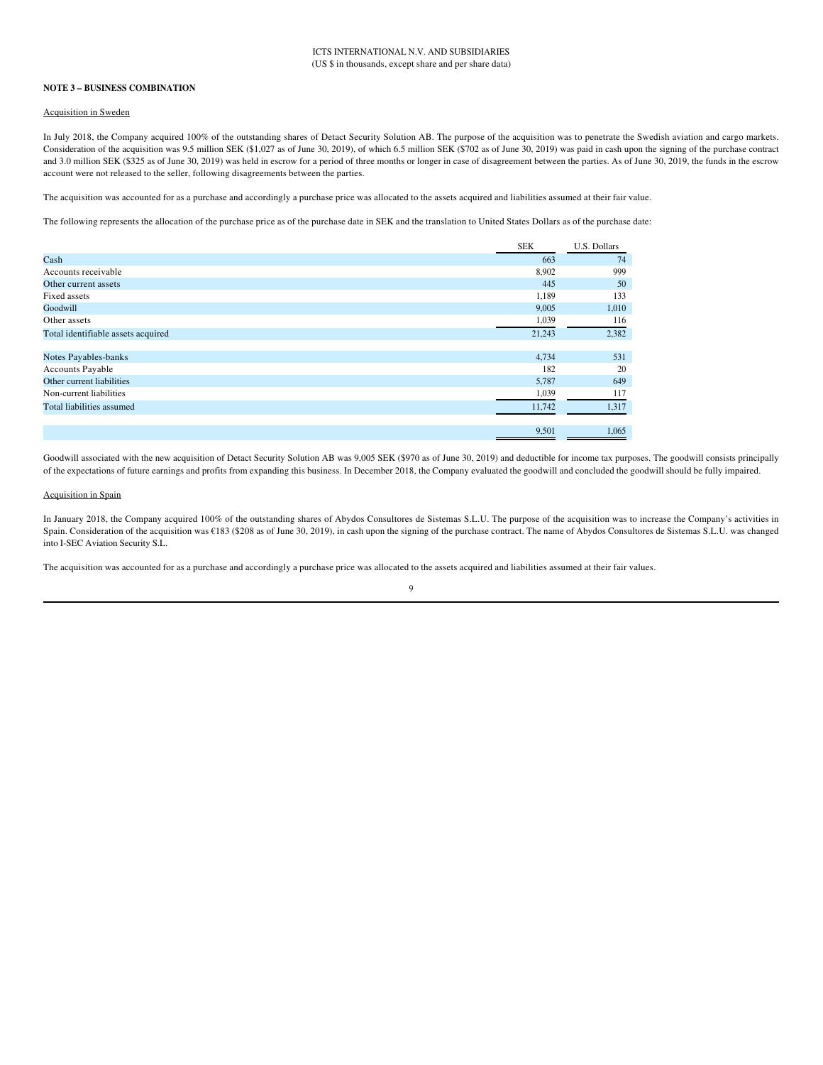ICTS INTERNATIONAL N.V. AND SUBSIDIARIES
(US $ in thousands, except share and per share data)

**NOTE 3 – BUSINESS COMBINATION**

Acquisition in Sweden

In July 2018, the Company acquired 100% of the outstanding shares of Detact Security Solution AB. The purpose of the acquisition was to penetrate the Swedish aviation and cargo markets. Consideration of the acquisition was 9.5 million SEK ($1,027 as of June 30, 2019), of which 6.5 million SEK ($702 as of June 30, 2019) was paid in cash upon the signing of the purchase contract and 3.0 million SEK ($325 as of June 30, 2019) was held in escrow for a period of three months or longer in case of disagreement between the parties. As of June 30, 2019, the funds in the escrow account were not released to the seller, following disagreements between the parties.

The acquisition was accounted for as a purchase and accordingly a purchase price was allocated to the assets acquired and liabilities assumed at their fair value.

The following represents the allocation of the purchase price as of the purchase date in SEK and the translation to United States Dollars as of the purchase date:

| | SEK | U.S. Dollars |
|---|---|---|
| Cash | 663 | 74 |
| Accounts receivable | 8,902 | 999 |
| Other current assets | 445 | 50 |
| Fixed assets | 1,189 | 133 |
| Goodwill | 9,005 | 1,010 |
| Other assets | 1,039 | 116 |
| Total identifiable assets acquired | 21,243 | 2,382 |
| | | |
| Notes Payables-banks | 4,734 | 531 |
| Accounts Payable | 182 | 20 |
| Other current liabilities | 5,787 | 649 |
| Non-current liabilities | 1,039 | 117 |
| Total liabilities assumed | 11,742 | 1,317 |
| | | |
| | 9,501 | 1,065 |

Goodwill associated with the new acquisition of Detact Security Solution AB was 9,005 SEK ($970 as of June 30, 2019) and deductible for income tax purposes. The goodwill consists principally of the expectations of future earnings and profits from expanding this business. In December 2018, the Company evaluated the goodwill and concluded the goodwill should be fully impaired.

Acquisition in Spain

In January 2018, the Company acquired 100% of the outstanding shares of Abydos Consultores de Sistemas S.L.U. The purpose of the acquisition was to increase the Company's activities in Spain. Consideration of the acquisition was €183 ($208 as of June 30, 2019), in cash upon the signing of the purchase contract. The name of Abydos Consultores de Sistemas S.L.U. was changed into I-SEC Aviation Security S.L.

The acquisition was accounted for as a purchase and accordingly a purchase price was allocated to the assets acquired and liabilities assumed at their fair values.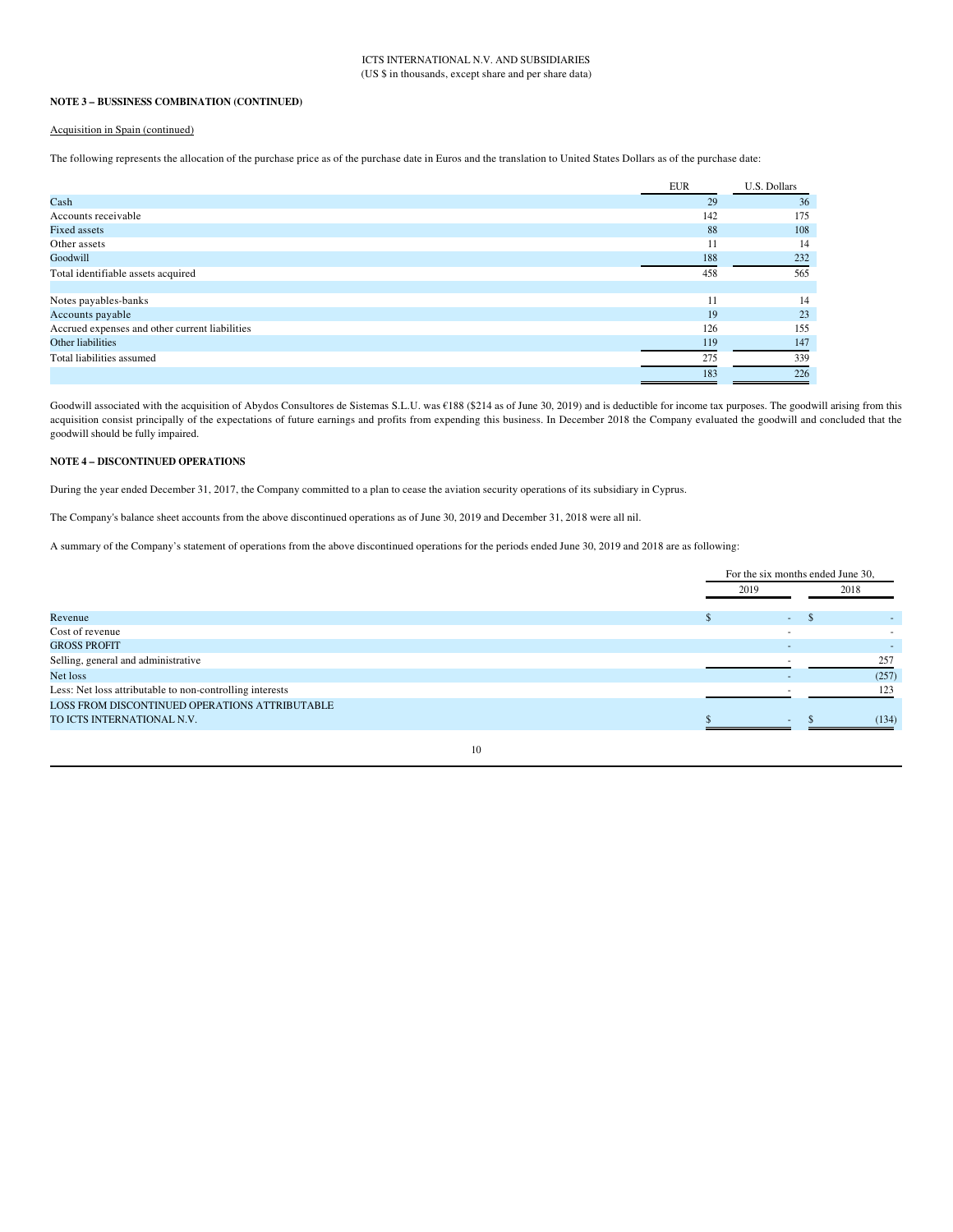ICTS INTERNATIONAL N.V. AND SUBSIDIARIES
(US $ in thousands, except share and per share data)

**NOTE 3 – BUSSINESS COMBINATION (CONTINUED)**

Acquisition in Spain (continued)

The following represents the allocation of the purchase price as of the purchase date in Euros and the translation to United States Dollars as of the purchase date:

| | EUR | U.S. Dollars |
|---|---|---|
| Cash | 29 | 36 |
| Accounts receivable | 142 | 175 |
| Fixed assets | 88 | 108 |
| Other assets | 11 | 14 |
| Goodwill | 188 | 232 |
| Total identifiable assets acquired | 458 | 565 |
| | | |
| Notes payables-banks | 11 | 14 |
| Accounts payable | 19 | 23 |
| Accrued expenses and other current liabilities | 126 | 155 |
| Other liabilities | 119 | 147 |
| Total liabilities assumed | 275 | 339 |
| | 183 | 226 |

Goodwill associated with the acquisition of Abydos Consultores de Sistemas S.L.U. was €188 ($214 as of June 30, 2019) and is deductible for income tax purposes. The goodwill arising from this acquisition consist principally of the expectations of future earnings and profits from expending this business. In December 2018 the Company evaluated the goodwill and concluded that the goodwill should be fully impaired.

**NOTE 4 – DISCONTINUED OPERATIONS**

During the year ended December 31, 2017, the Company committed to a plan to cease the aviation security operations of its subsidiary in Cyprus.

The Company's balance sheet accounts from the above discontinued operations as of June 30, 2019 and December 31, 2018 were all nil.

A summary of the Company's statement of operations from the above discontinued operations for the periods ended June 30, 2019 and 2018 are as following:

| | For the six months ended June 30, | |
|---|---|---|
| | 2019 | 2018 |
| Revenue | $ - | $ - |
| Cost of revenue | - | - |
| GROSS PROFIT | - | - |
| Selling, general and administrative | - | 257 |
| Net loss | - | (257) |
| Less: Net loss attributable to non-controlling interests | - | 123 |
| LOSS FROM DISCONTINUED OPERATIONS ATTRIBUTABLE TO ICTS INTERNATIONAL N.V. | $ - | $ (134) |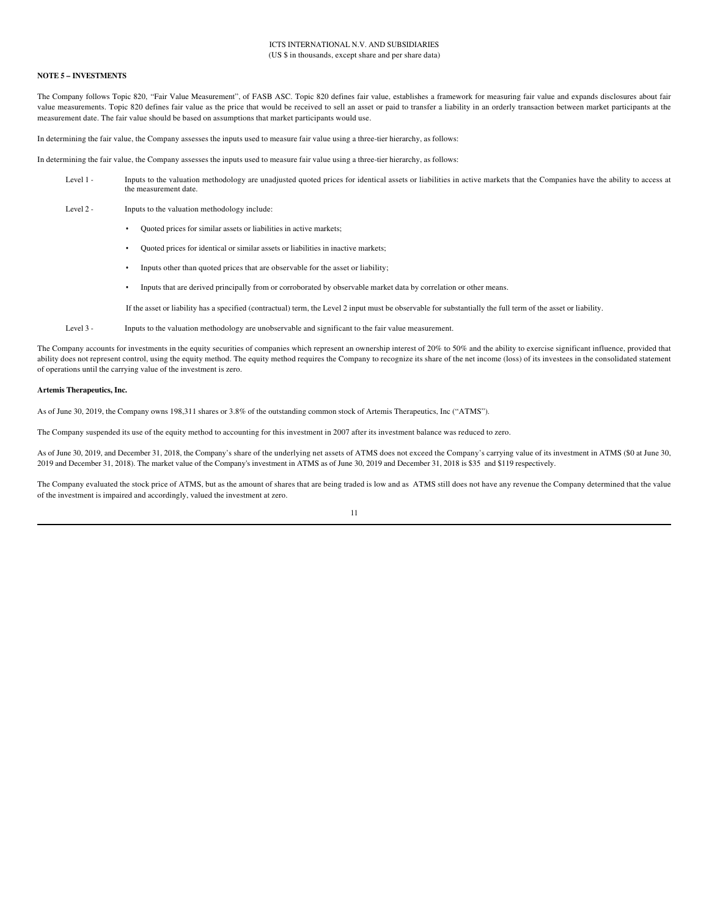**NOTE 5 – INVESTMENTS**

The Company follows Topic 820, "Fair Value Measurement", of FASB ASC. Topic 820 defines fair value, establishes a framework for measuring fair value and expands disclosures about fair value measurements. Topic 820 defines fair value as the price that would be received to sell an asset or paid to transfer a liability in an orderly transaction between market participants at the measurement date. The fair value should be based on assumptions that market participants would use.

In determining the fair value, the Company assesses the inputs used to measure fair value using a three-tier hierarchy, as follows:

In determining the fair value, the Company assesses the inputs used to measure fair value using a three-tier hierarchy, as follows:

Level 1 - Inputs to the valuation methodology are unadjusted quoted prices for identical assets or liabilities in active markets that the Companies have the ability to access at the measurement date.

Level 2 - Inputs to the valuation methodology include:

- Quoted prices for similar assets or liabilities in active markets;
- Quoted prices for identical or similar assets or liabilities in inactive markets;
- Inputs other than quoted prices that are observable for the asset or liability;
- Inputs that are derived principally from or corroborated by observable market data by correlation or other means.

If the asset or liability has a specified (contractual) term, the Level 2 input must be observable for substantially the full term of the asset or liability.

Level 3 - Inputs to the valuation methodology are unobservable and significant to the fair value measurement.

The Company accounts for investments in the equity securities of companies which represent an ownership interest of 20% to 50% and the ability to exercise significant influence, provided that ability does not represent control, using the equity method. The equity method requires the Company to recognize its share of the net income (loss) of its investees in the consolidated statement of operations until the carrying value of the investment is zero.

**Artemis Therapeutics, Inc.**

As of June 30, 2019, the Company owns 198,311 shares or 3.8% of the outstanding common stock of Artemis Therapeutics, Inc ("ATMS").

The Company suspended its use of the equity method to accounting for this investment in 2007 after its investment balance was reduced to zero.

As of June 30, 2019, and December 31, 2018, the Company's share of the underlying net assets of ATMS does not exceed the Company's carrying value of its investment in ATMS ($0 at June 30, 2019 and December 31, 2018). The market value of the Company's investment in ATMS as of June 30, 2019 and December 31, 2018 is $35 and $119 respectively.

The Company evaluated the stock price of ATMS, but as the amount of shares that are being traded is low and as ATMS still does not have any revenue the Company determined that the value of the investment is impaired and accordingly, valued the investment at zero.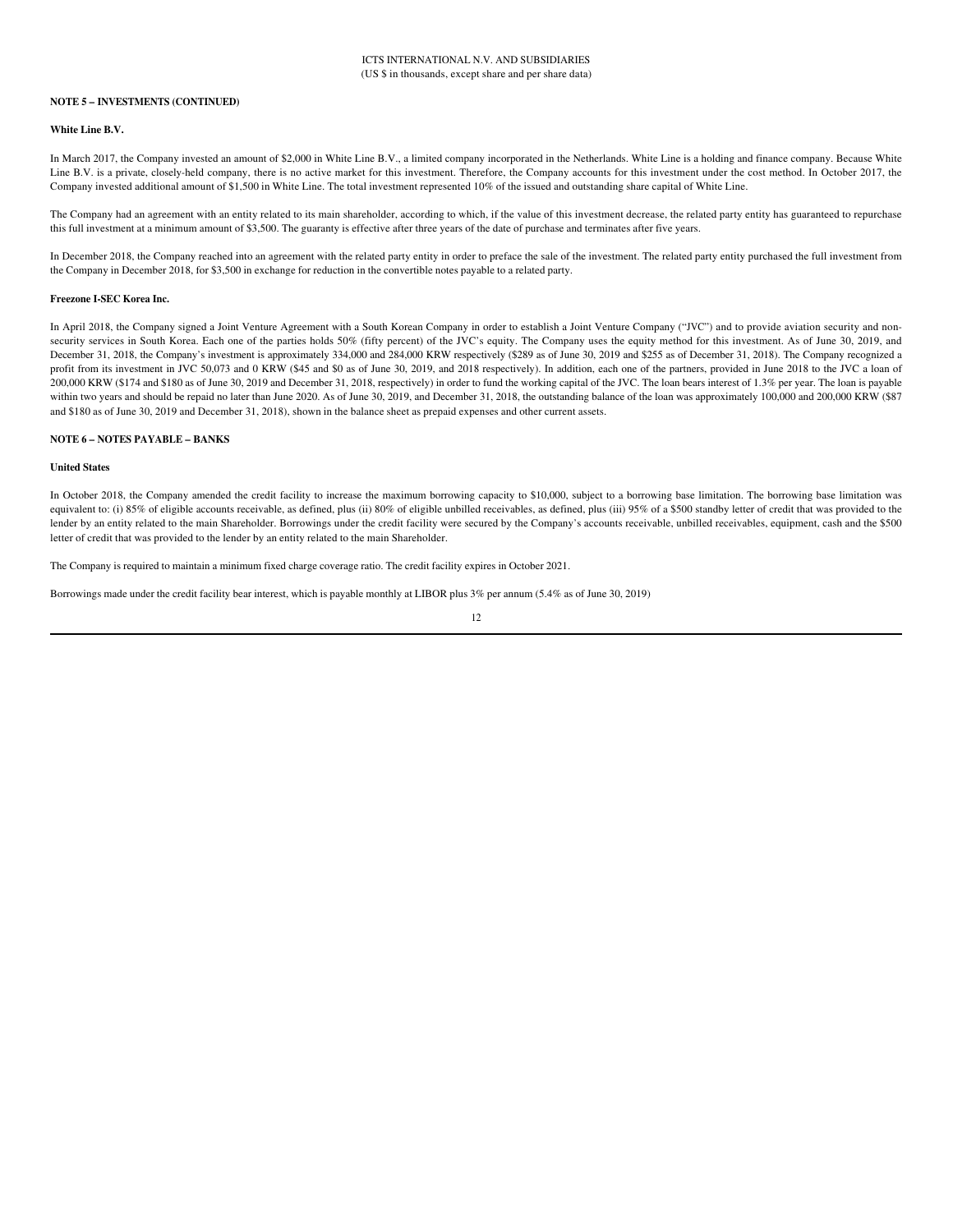**NOTE 5 – INVESTMENTS (CONTINUED)**

**White Line B.V.**

In March 2017, the Company invested an amount of $2,000 in White Line B.V., a limited company incorporated in the Netherlands. White Line is a holding and finance company. Because White Line B.V. is a private, closely-held company, there is no active market for this investment. Therefore, the Company accounts for this investment under the cost method. In October 2017, the Company invested additional amount of $1,500 in White Line. The total investment represented 10% of the issued and outstanding share capital of White Line.

The Company had an agreement with an entity related to its main shareholder, according to which, if the value of this investment decrease, the related party entity has guaranteed to repurchase this full investment at a minimum amount of $3,500. The guaranty is effective after three years of the date of purchase and terminates after five years.

In December 2018, the Company reached into an agreement with the related party entity in order to preface the sale of the investment. The related party entity purchased the full investment from the Company in December 2018, for $3,500 in exchange for reduction in the convertible notes payable to a related party.

**Freezone I-SEC Korea Inc.**

In April 2018, the Company signed a Joint Venture Agreement with a South Korean Company in order to establish a Joint Venture Company ("JVC") and to provide aviation security and non-security services in South Korea. Each one of the parties holds 50% (fifty percent) of the JVC's equity. The Company uses the equity method for this investment. As of June 30, 2019, and December 31, 2018, the Company's investment is approximately 334,000 and 284,000 KRW respectively ($289 as of June 30, 2019 and $255 as of December 31, 2018). The Company recognized a profit from its investment in JVC 50,073 and 0 KRW ($45 and $0 as of June 30, 2019, and 2018 respectively). In addition, each one of the partners, provided in June 2018 to the JVC a loan of 200,000 KRW ($174 and $180 as of June 30, 2019 and December 31, 2018, respectively) in order to fund the working capital of the JVC. The loan bears interest of 1.3% per year. The loan is payable within two years and should be repaid no later than June 2020. As of June 30, 2019, and December 31, 2018, the outstanding balance of the loan was approximately 100,000 and 200,000 KRW ($87 and $180 as of June 30, 2019 and December 31, 2018), shown in the balance sheet as prepaid expenses and other current assets.

**NOTE 6 – NOTES PAYABLE – BANKS**

**United States**

In October 2018, the Company amended the credit facility to increase the maximum borrowing capacity to $10,000, subject to a borrowing base limitation. The borrowing base limitation was equivalent to: (i) 85% of eligible accounts receivable, as defined, plus (ii) 80% of eligible unbilled receivables, as defined, plus (iii) 95% of a $500 standby letter of credit that was provided to the lender by an entity related to the main Shareholder. Borrowings under the credit facility were secured by the Company's accounts receivable, unbilled receivables, equipment, cash and the $500 letter of credit that was provided to the lender by an entity related to the main Shareholder.

The Company is required to maintain a minimum fixed charge coverage ratio. The credit facility expires in October 2021.

Borrowings made under the credit facility bear interest, which is payable monthly at LIBOR plus 3% per annum (5.4% as of June 30, 2019)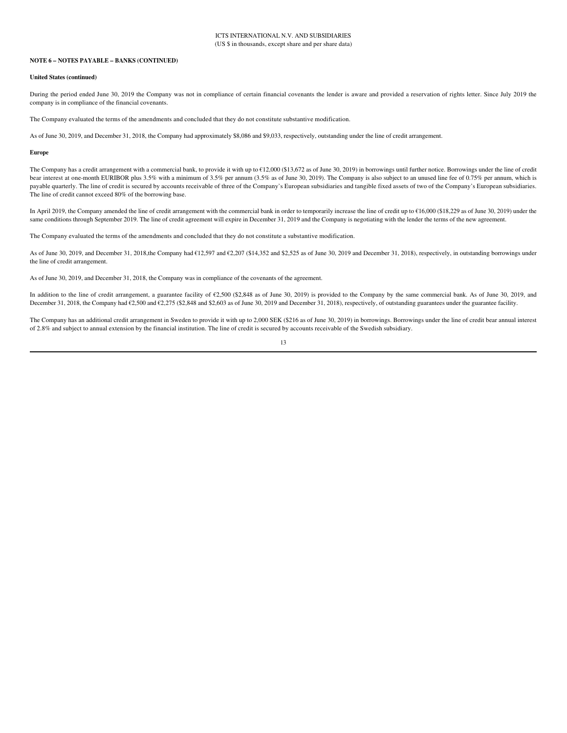**NOTE 6 – NOTES PAYABLE – BANKS (CONTINUED)**

**United States (continued)**

During the period ended June 30, 2019 the Company was not in compliance of certain financial covenants the lender is aware and provided a reservation of rights letter. Since July 2019 the company is in compliance of the financial covenants.

The Company evaluated the terms of the amendments and concluded that they do not constitute substantive modification.

As of June 30, 2019, and December 31, 2018, the Company had approximately $8,086 and $9,033, respectively, outstanding under the line of credit arrangement.

**Europe**

The Company has a credit arrangement with a commercial bank, to provide it with up to €12,000 ($13,672 as of June 30, 2019) in borrowings until further notice. Borrowings under the line of credit bear interest at one-month EURIBOR plus 3.5% with a minimum of 3.5% per annum (3.5% as of June 30, 2019). The Company is also subject to an unused line fee of 0.75% per annum, which is payable quarterly. The line of credit is secured by accounts receivable of three of the Company's European subsidiaries and tangible fixed assets of two of the Company's European subsidiaries. The line of credit cannot exceed 80% of the borrowing base.

In April 2019, the Company amended the line of credit arrangement with the commercial bank in order to temporarily increase the line of credit up to €16,000 ($18,229 as of June 30, 2019) under the same conditions through September 2019. The line of credit agreement will expire in December 31, 2019 and the Company is negotiating with the lender the terms of the new agreement.

The Company evaluated the terms of the amendments and concluded that they do not constitute a substantive modification.

As of June 30, 2019, and December 31, 2018,the Company had €12,597 and €2,207 ($14,352 and $2,525 as of June 30, 2019 and December 31, 2018), respectively, in outstanding borrowings under the line of credit arrangement.

As of June 30, 2019, and December 31, 2018, the Company was in compliance of the covenants of the agreement.

In addition to the line of credit arrangement, a guarantee facility of €2,500 ($2,848 as of June 30, 2019) is provided to the Company by the same commercial bank. As of June 30, 2019, and December 31, 2018, the Company had €2,500 and €2,275 ($2,848 and $2,603 as of June 30, 2019 and December 31, 2018), respectively, of outstanding guarantees under the guarantee facility.

The Company has an additional credit arrangement in Sweden to provide it with up to 2,000 SEK ($216 as of June 30, 2019) in borrowings. Borrowings under the line of credit bear annual interest of 2.8% and subject to annual extension by the financial institution. The line of credit is secured by accounts receivable of the Swedish subsidiary.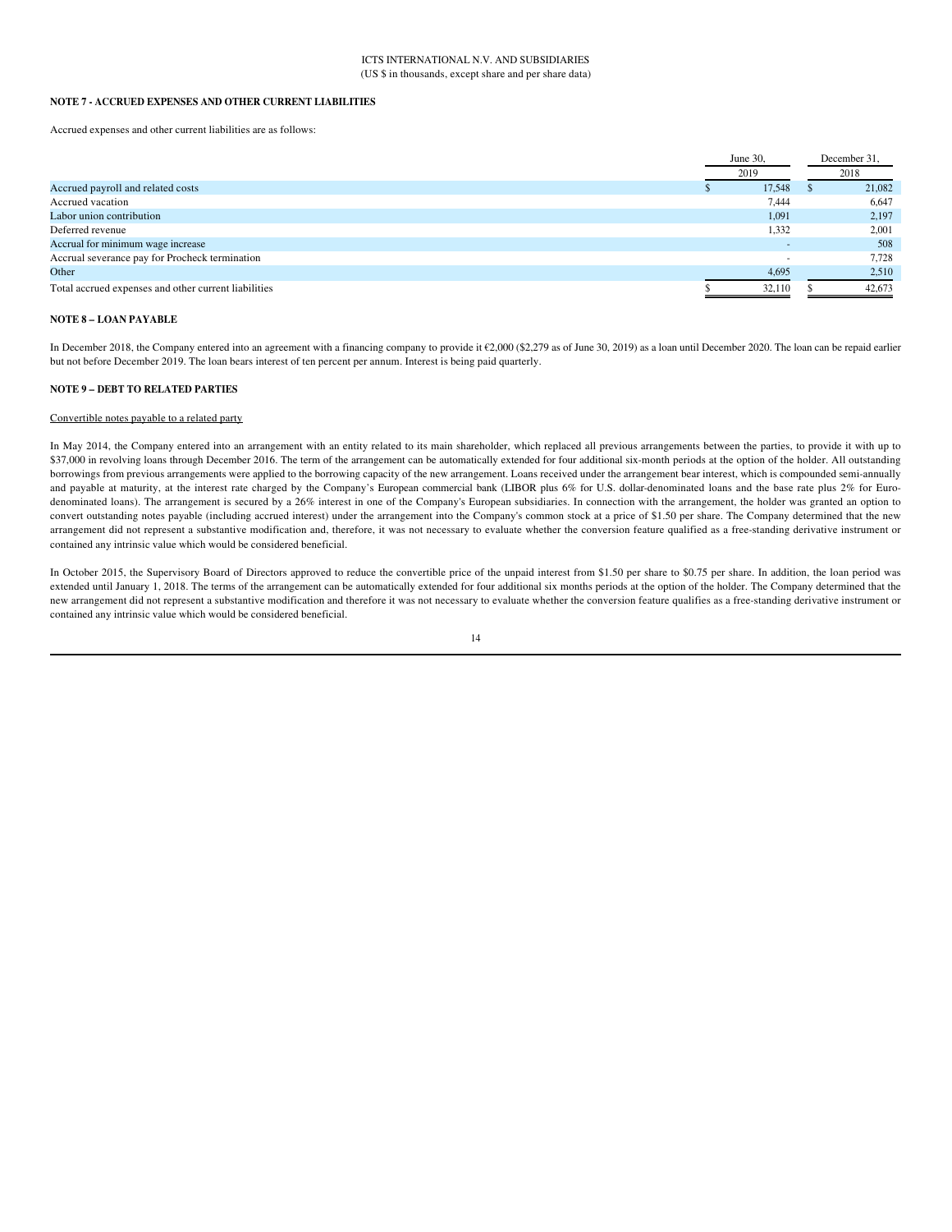# NOTE 7 - ACCRUED EXPENSES AND OTHER CURRENT LIABILITIES

Accrued expenses and other current liabilities are as follows:

| | June 30, 2019 | December 31, 2018 |
|---|---|---|
| Accrued payroll and related costs | $ 17,548 | $ 21,082 |
| Accrued vacation | 7,444 | 6,647 |
| Labor union contribution | 1,091 | 2,197 |
| Deferred revenue | 1,332 | 2,001 |
| Accrual for minimum wage increase | - | 508 |
| Accrual severance pay for Procheck termination | - | 7,728 |
| Other | 4,695 | 2,510 |
| Total accrued expenses and other current liabilities | $ 32,110 | $ 42,673 |

# NOTE 8 – LOAN PAYABLE

In December 2018, the Company entered into an agreement with a financing company to provide it €2,000 ($2,279 as of June 30, 2019) as a loan until December 2020. The loan can be repaid earlier but not before December 2019. The loan bears interest of ten percent per annum. Interest is being paid quarterly.

# NOTE 9 – DEBT TO RELATED PARTIES

Convertible notes payable to a related party

In May 2014, the Company entered into an arrangement with an entity related to its main shareholder, which replaced all previous arrangements between the parties, to provide it with up to $37,000 in revolving loans through December 2016. The term of the arrangement can be automatically extended for four additional six-month periods at the option of the holder. All outstanding borrowings from previous arrangements were applied to the borrowing capacity of the new arrangement. Loans received under the arrangement bear interest, which is compounded semi-annually and payable at maturity, at the interest rate charged by the Company's European commercial bank (LIBOR plus 6% for U.S. dollar-denominated loans and the base rate plus 2% for Euro-denominated loans). The arrangement is secured by a 26% interest in one of the Company's European subsidiaries. In connection with the arrangement, the holder was granted an option to convert outstanding notes payable (including accrued interest) under the arrangement into the Company's common stock at a price of $1.50 per share. The Company determined that the new arrangement did not represent a substantive modification and, therefore, it was not necessary to evaluate whether the conversion feature qualified as a free-standing derivative instrument or contained any intrinsic value which would be considered beneficial.

In October 2015, the Supervisory Board of Directors approved to reduce the convertible price of the unpaid interest from $1.50 per share to $0.75 per share. In addition, the loan period was extended until January 1, 2018. The terms of the arrangement can be automatically extended for four additional six months periods at the option of the holder. The Company determined that the new arrangement did not represent a substantive modification and therefore it was not necessary to evaluate whether the conversion feature qualifies as a free-standing derivative instrument or contained any intrinsic value which would be considered beneficial.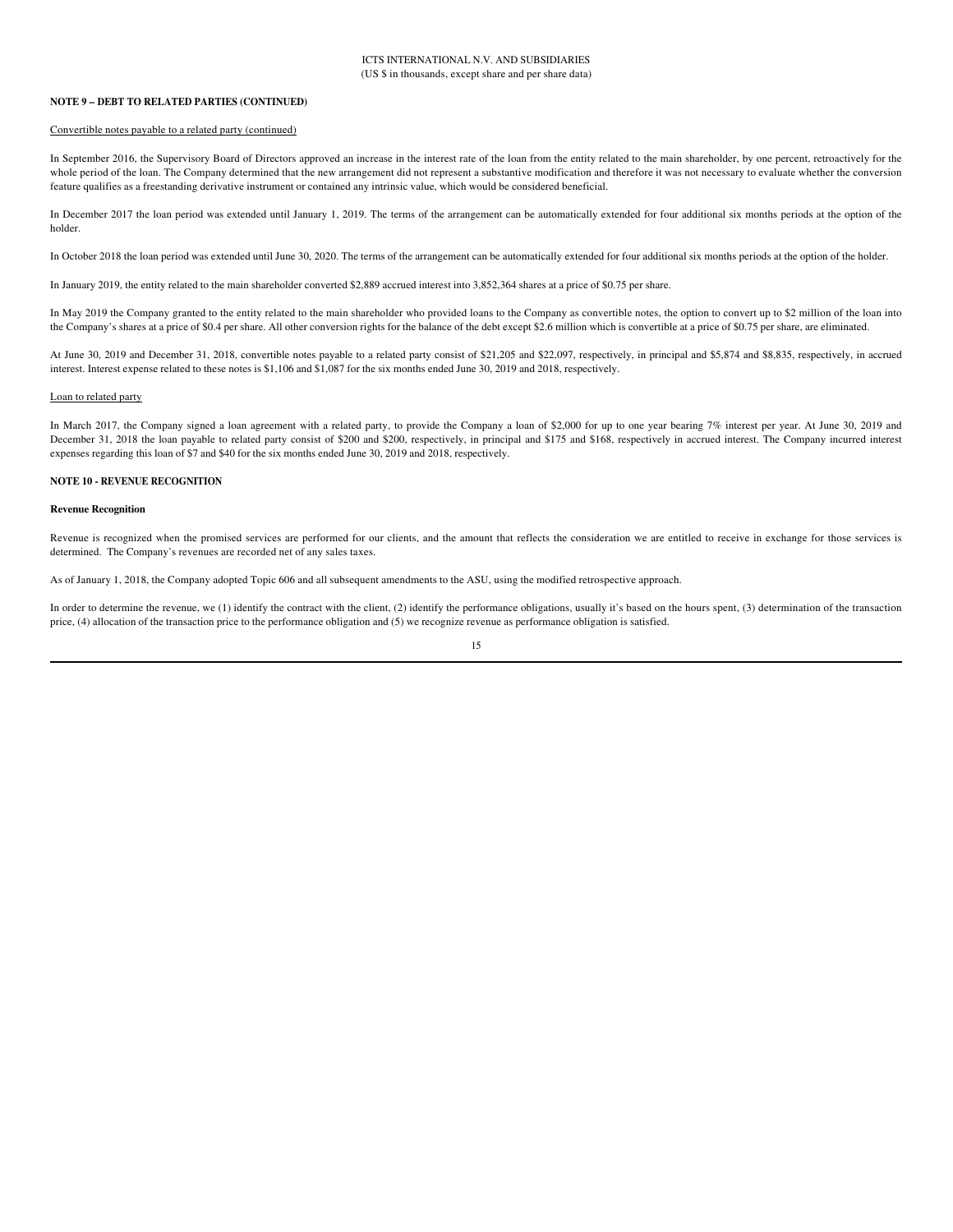**NOTE 9 – DEBT TO RELATED PARTIES (CONTINUED)**

Convertible notes payable to a related party (continued)

In September 2016, the Supervisory Board of Directors approved an increase in the interest rate of the loan from the entity related to the main shareholder, by one percent, retroactively for the whole period of the loan. The Company determined that the new arrangement did not represent a substantive modification and therefore it was not necessary to evaluate whether the conversion feature qualifies as a freestanding derivative instrument or contained any intrinsic value, which would be considered beneficial.

In December 2017 the loan period was extended until January 1, 2019. The terms of the arrangement can be automatically extended for four additional six months periods at the option of the holder.

In October 2018 the loan period was extended until June 30, 2020. The terms of the arrangement can be automatically extended for four additional six months periods at the option of the holder.

In January 2019, the entity related to the main shareholder converted $2,889 accrued interest into 3,852,364 shares at a price of $0.75 per share.

In May 2019 the Company granted to the entity related to the main shareholder who provided loans to the Company as convertible notes, the option to convert up to $2 million of the loan into the Company's shares at a price of $0.4 per share. All other conversion rights for the balance of the debt except $2.6 million which is convertible at a price of $0.75 per share, are eliminated.

At June 30, 2019 and December 31, 2018, convertible notes payable to a related party consist of $21,205 and $22,097, respectively, in principal and $5,874 and $8,835, respectively, in accrued interest. Interest expense related to these notes is $1,106 and $1,087 for the six months ended June 30, 2019 and 2018, respectively.

Loan to related party

In March 2017, the Company signed a loan agreement with a related party, to provide the Company a loan of $2,000 for up to one year bearing 7% interest per year. At June 30, 2019 and December 31, 2018 the loan payable to related party consist of $200 and $200, respectively, in principal and $175 and $168, respectively in accrued interest. The Company incurred interest expenses regarding this loan of $7 and $40 for the six months ended June 30, 2019 and 2018, respectively.

**NOTE 10 - REVENUE RECOGNITION**

**Revenue Recognition**

Revenue is recognized when the promised services are performed for our clients, and the amount that reflects the consideration we are entitled to receive in exchange for those services is determined. The Company's revenues are recorded net of any sales taxes.

As of January 1, 2018, the Company adopted Topic 606 and all subsequent amendments to the ASU, using the modified retrospective approach.

In order to determine the revenue, we (1) identify the contract with the client, (2) identify the performance obligations, usually it's based on the hours spent, (3) determination of the transaction price, (4) allocation of the transaction price to the performance obligation and (5) we recognize revenue as performance obligation is satisfied.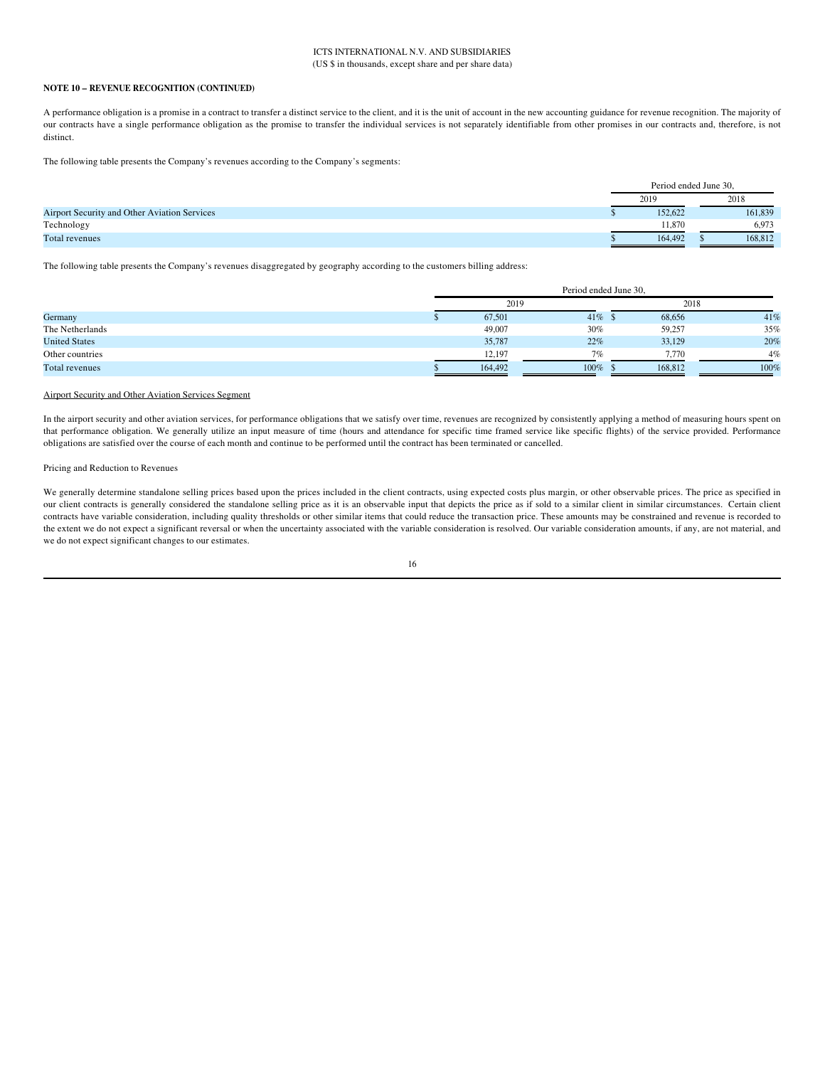ICTS INTERNATIONAL N.V. AND SUBSIDIARIES
(US $ in thousands, except share and per share data)

**NOTE 10 – REVENUE RECOGNITION (CONTINUED)**

A performance obligation is a promise in a contract to transfer a distinct service to the client, and it is the unit of account in the new accounting guidance for revenue recognition. The majority of our contracts have a single performance obligation as the promise to transfer the individual services is not separately identifiable from other promises in our contracts and, therefore, is not distinct.

The following table presents the Company's revenues according to the Company's segments:

| | Period ended June 30, | |
|---|---|---|
| | 2019 | 2018 |
| Airport Security and Other Aviation Services | $ 152,622 | 161,839 |
| Technology | 11,870 | 6,973 |
| Total revenues | $ 164,492 | $ 168,812 |

The following table presents the Company's revenues disaggregated by geography according to the customers billing address:

| | Period ended June 30, | | | |
|---|---|---|---|---|
| | 2019 | | 2018 | |
| Germany | $ 67,501 | 41% | $ 68,656 | 41% |
| The Netherlands | 49,007 | 30% | 59,257 | 35% |
| United States | 35,787 | 22% | 33,129 | 20% |
| Other countries | 12,197 | 7% | 7,770 | 4% |
| Total revenues | $ 164,492 | 100% | $ 168,812 | 100% |

Airport Security and Other Aviation Services Segment

In the airport security and other aviation services, for performance obligations that we satisfy over time, revenues are recognized by consistently applying a method of measuring hours spent on that performance obligation. We generally utilize an input measure of time (hours and attendance for specific time framed service like specific flights) of the service provided. Performance obligations are satisfied over the course of each month and continue to be performed until the contract has been terminated or cancelled.

Pricing and Reduction to Revenues

We generally determine standalone selling prices based upon the prices included in the client contracts, using expected costs plus margin, or other observable prices. The price as specified in our client contracts is generally considered the standalone selling price as it is an observable input that depicts the price as if sold to a similar client in similar circumstances. Certain client contracts have variable consideration, including quality thresholds or other similar items that could reduce the transaction price. These amounts may be constrained and revenue is recorded to the extent we do not expect a significant reversal or when the uncertainty associated with the variable consideration is resolved. Our variable consideration amounts, if any, are not material, and we do not expect significant changes to our estimates.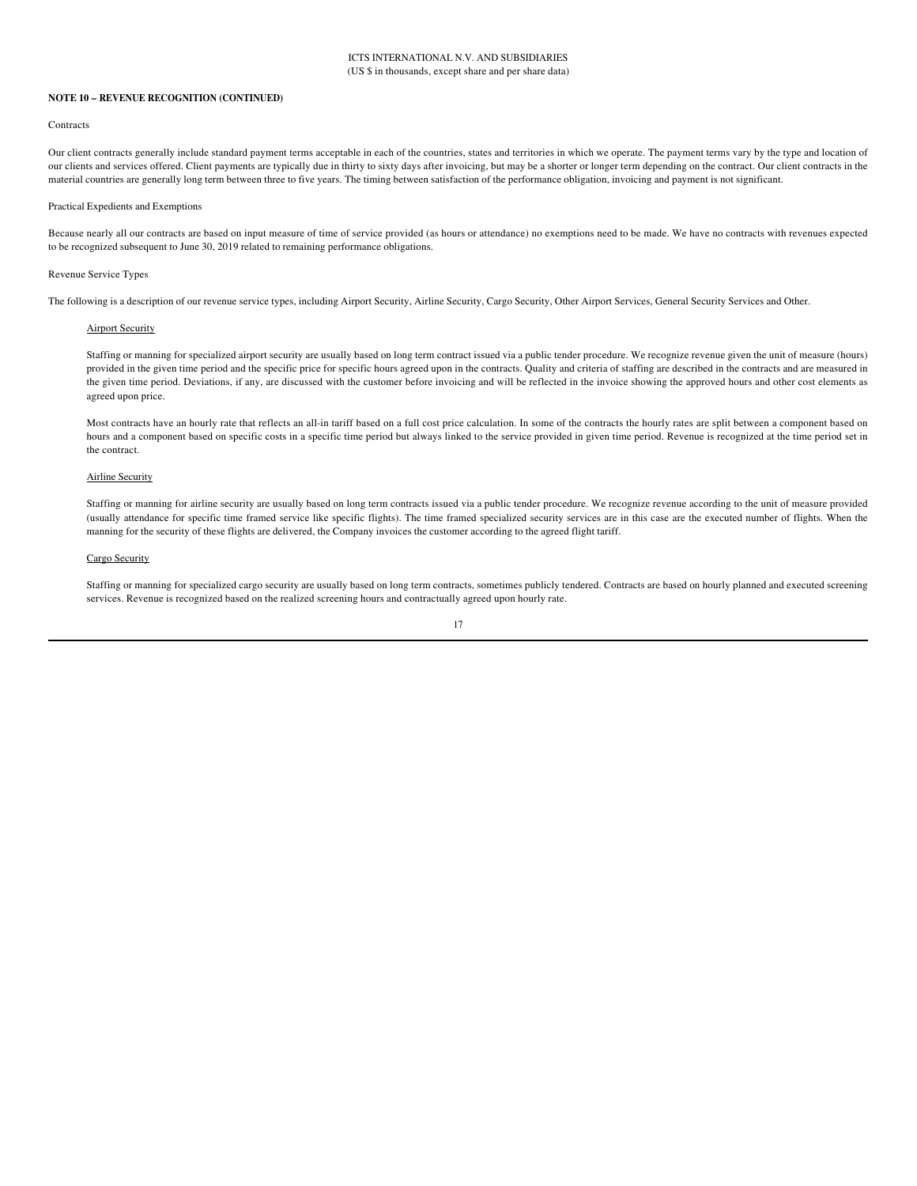ICTS INTERNATIONAL N.V. AND SUBSIDIARIES
(US $ in thousands, except share and per share data)

**NOTE 10 – REVENUE RECOGNITION (CONTINUED)**

Contracts

Our client contracts generally include standard payment terms acceptable in each of the countries, states and territories in which we operate. The payment terms vary by the type and location of our clients and services offered. Client payments are typically due in thirty to sixty days after invoicing, but may be a shorter or longer term depending on the contract. Our client contracts in the material countries are generally long term between three to five years. The timing between satisfaction of the performance obligation, invoicing and payment is not significant.

Practical Expedients and Exemptions

Because nearly all our contracts are based on input measure of time of service provided (as hours or attendance) no exemptions need to be made. We have no contracts with revenues expected to be recognized subsequent to June 30, 2019 related to remaining performance obligations.

Revenue Service Types

The following is a description of our revenue service types, including Airport Security, Airline Security, Cargo Security, Other Airport Services, General Security Services and Other.

Airport Security

Staffing or manning for specialized airport security are usually based on long term contract issued via a public tender procedure. We recognize revenue given the unit of measure (hours) provided in the given time period and the specific price for specific hours agreed upon in the contracts. Quality and criteria of staffing are described in the contracts and are measured in the given time period. Deviations, if any, are discussed with the customer before invoicing and will be reflected in the invoice showing the approved hours and other cost elements as agreed upon price.

Most contracts have an hourly rate that reflects an all-in tariff based on a full cost price calculation. In some of the contracts the hourly rates are split between a component based on hours and a component based on specific costs in a specific time period but always linked to the service provided in given time period. Revenue is recognized at the time period set in the contract.

Airline Security

Staffing or manning for airline security are usually based on long term contracts issued via a public tender procedure. We recognize revenue according to the unit of measure provided (usually attendance for specific time framed service like specific flights). The time framed specialized security services are in this case are the executed number of flights. When the manning for the security of these flights are delivered, the Company invoices the customer according to the agreed flight tariff.

Cargo Security

Staffing or manning for specialized cargo security are usually based on long term contracts, sometimes publicly tendered. Contracts are based on hourly planned and executed screening services. Revenue is recognized based on the realized screening hours and contractually agreed upon hourly rate.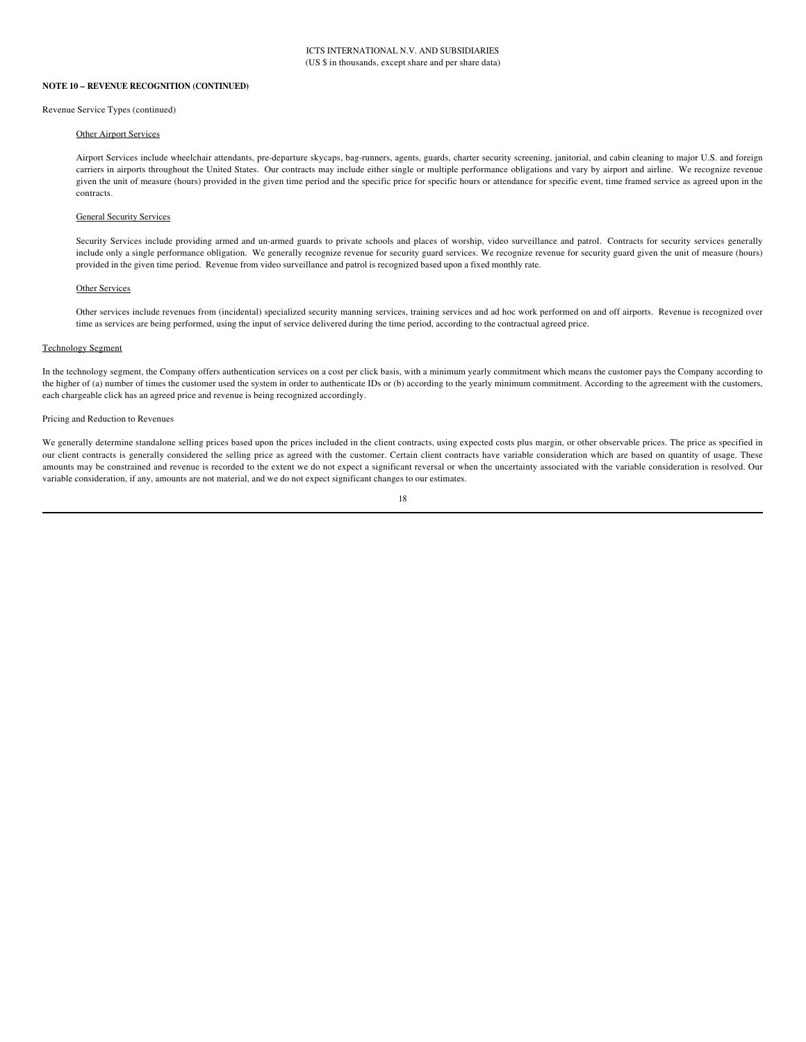**NOTE 10 – REVENUE RECOGNITION (CONTINUED)**

Revenue Service Types (continued)

Other Airport Services

Airport Services include wheelchair attendants, pre-departure skycaps, bag-runners, agents, guards, charter security screening, janitorial, and cabin cleaning to major U.S. and foreign carriers in airports throughout the United States. Our contracts may include either single or multiple performance obligations and vary by airport and airline. We recognize revenue given the unit of measure (hours) provided in the given time period and the specific price for specific hours or attendance for specific event, time framed service as agreed upon in the contracts.

General Security Services

Security Services include providing armed and un-armed guards to private schools and places of worship, video surveillance and patrol. Contracts for security services generally include only a single performance obligation. We generally recognize revenue for security guard services. We recognize revenue for security guard given the unit of measure (hours) provided in the given time period. Revenue from video surveillance and patrol is recognized based upon a fixed monthly rate.

Other Services

Other services include revenues from (incidental) specialized security manning services, training services and ad hoc work performed on and off airports. Revenue is recognized over time as services are being performed, using the input of service delivered during the time period, according to the contractual agreed price.

Technology Segment

In the technology segment, the Company offers authentication services on a cost per click basis, with a minimum yearly commitment which means the customer pays the Company according to the higher of (a) number of times the customer used the system in order to authenticate IDs or (b) according to the yearly minimum commitment. According to the agreement with the customers, each chargeable click has an agreed price and revenue is being recognized accordingly.

Pricing and Reduction to Revenues

We generally determine standalone selling prices based upon the prices included in the client contracts, using expected costs plus margin, or other observable prices. The price as specified in our client contracts is generally considered the selling price as agreed with the customer. Certain client contracts have variable consideration which are based on quantity of usage. These amounts may be constrained and revenue is recorded to the extent we do not expect a significant reversal or when the uncertainty associated with the variable consideration is resolved. Our variable consideration, if any, amounts are not material, and we do not expect significant changes to our estimates.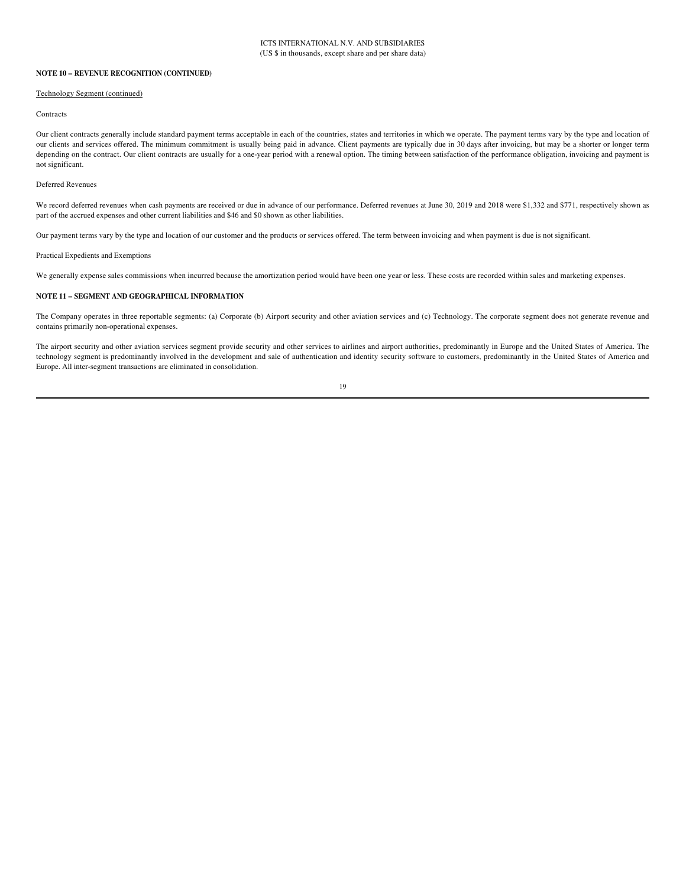**NOTE 10 – REVENUE RECOGNITION (CONTINUED)**

Technology Segment (continued)

Contracts

Our client contracts generally include standard payment terms acceptable in each of the countries, states and territories in which we operate. The payment terms vary by the type and location of our clients and services offered. The minimum commitment is usually being paid in advance. Client payments are typically due in 30 days after invoicing, but may be a shorter or longer term depending on the contract. Our client contracts are usually for a one-year period with a renewal option. The timing between satisfaction of the performance obligation, invoicing and payment is not significant.

Deferred Revenues

We record deferred revenues when cash payments are received or due in advance of our performance. Deferred revenues at June 30, 2019 and 2018 were $1,332 and $771, respectively shown as part of the accrued expenses and other current liabilities and $46 and $0 shown as other liabilities.

Our payment terms vary by the type and location of our customer and the products or services offered. The term between invoicing and when payment is due is not significant.

Practical Expedients and Exemptions

We generally expense sales commissions when incurred because the amortization period would have been one year or less. These costs are recorded within sales and marketing expenses.

**NOTE 11 – SEGMENT AND GEOGRAPHICAL INFORMATION**

The Company operates in three reportable segments: (a) Corporate (b) Airport security and other aviation services and (c) Technology. The corporate segment does not generate revenue and contains primarily non-operational expenses.

The airport security and other aviation services segment provide security and other services to airlines and airport authorities, predominantly in Europe and the United States of America. The technology segment is predominantly involved in the development and sale of authentication and identity security software to customers, predominantly in the United States of America and Europe. All inter-segment transactions are eliminated in consolidation.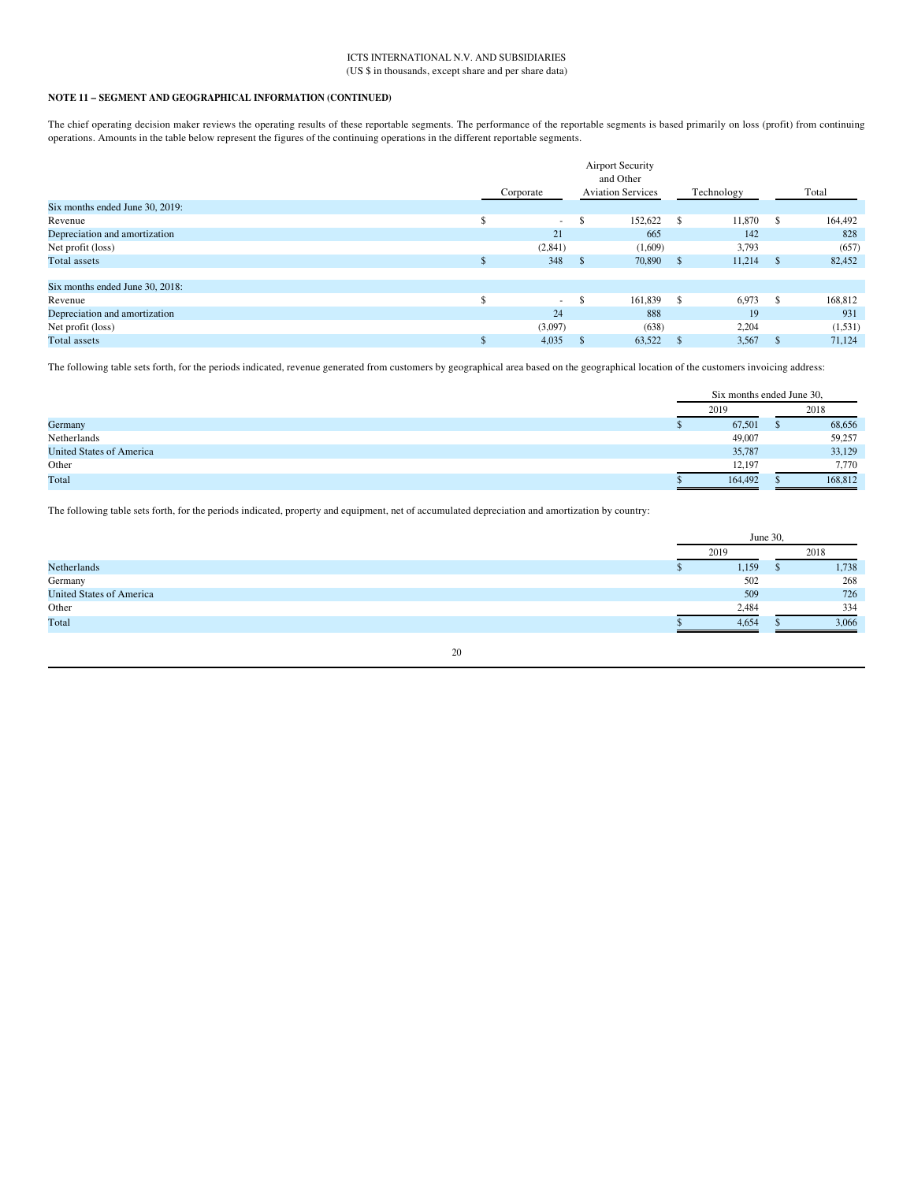ICTS INTERNATIONAL N.V. AND SUBSIDIARIES
(US $ in thousands, except share and per share data)

**NOTE 11 – SEGMENT AND GEOGRAPHICAL INFORMATION (CONTINUED)**

The chief operating decision maker reviews the operating results of these reportable segments. The performance of the reportable segments is based primarily on loss (profit) from continuing operations. Amounts in the table below represent the figures of the continuing operations in the different reportable segments.

| | Corporate | Airport Security and Other Aviation Services | Technology | Total |
|---|---|---|---|---|
| Six months ended June 30, 2019: | | | | |
| Revenue | $ - | $ 152,622 | $ 11,870 | $ 164,492 |
| Depreciation and amortization | 21 | 665 | 142 | 828 |
| Net profit (loss) | (2,841) | (1,609) | 3,793 | (657) |
| Total assets | $ 348 | $ 70,890 | $ 11,214 | $ 82,452 |
| | | | | |
| Six months ended June 30, 2018: | | | | |
| Revenue | $ - | $ 161,839 | $ 6,973 | $ 168,812 |
| Depreciation and amortization | 24 | 888 | 19 | 931 |
| Net profit (loss) | (3,097) | (638) | 2,204 | (1,531) |
| Total assets | $ 4,035 | $ 63,522 | $ 3,567 | $ 71,124 |

The following table sets forth, for the periods indicated, revenue generated from customers by geographical area based on the geographical location of the customers invoicing address:

| | Six months ended June 30, | |
|---|---|---|
| | 2019 | 2018 |
| Germany | $ 67,501 | $ 68,656 |
| Netherlands | 49,007 | 59,257 |
| United States of America | 35,787 | 33,129 |
| Other | 12,197 | 7,770 |
| Total | $ 164,492 | $ 168,812 |

The following table sets forth, for the periods indicated, property and equipment, net of accumulated depreciation and amortization by country:

| | June 30, | |
|---|---|---|
| | 2019 | 2018 |
| Netherlands | $ 1,159 | $ 1,738 |
| Germany | 502 | 268 |
| United States of America | 509 | 726 |
| Other | 2,484 | 334 |
| Total | $ 4,654 | $ 3,066 |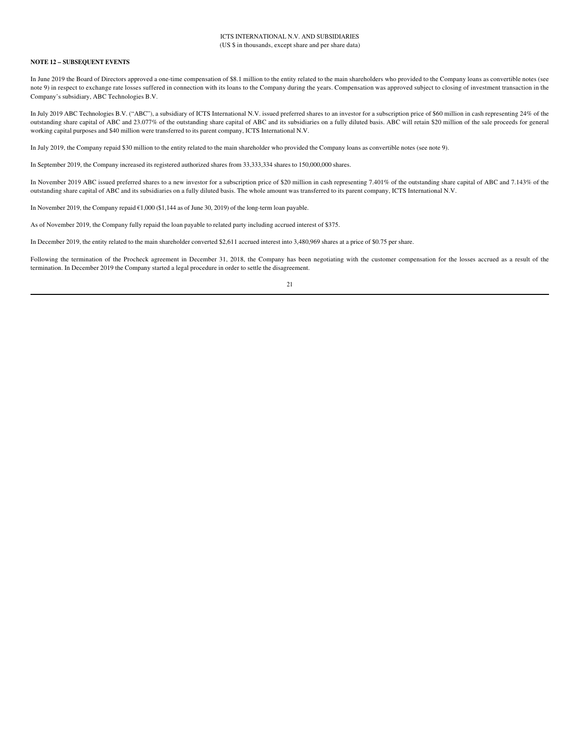**NOTE 12 – SUBSEQUENT EVENTS**

In June 2019 the Board of Directors approved a one-time compensation of $8.1 million to the entity related to the main shareholders who provided to the Company loans as convertible notes (see note 9) in respect to exchange rate losses suffered in connection with its loans to the Company during the years. Compensation was approved subject to closing of investment transaction in the Company's subsidiary, ABC Technologies B.V.

In July 2019 ABC Technologies B.V. ("ABC"), a subsidiary of ICTS International N.V. issued preferred shares to an investor for a subscription price of $60 million in cash representing 24% of the outstanding share capital of ABC and 23.077% of the outstanding share capital of ABC and its subsidiaries on a fully diluted basis. ABC will retain $20 million of the sale proceeds for general working capital purposes and $40 million were transferred to its parent company, ICTS International N.V.

In July 2019, the Company repaid $30 million to the entity related to the main shareholder who provided the Company loans as convertible notes (see note 9).

In September 2019, the Company increased its registered authorized shares from 33,333,334 shares to 150,000,000 shares.

In November 2019 ABC issued preferred shares to a new investor for a subscription price of $20 million in cash representing 7.401% of the outstanding share capital of ABC and 7.143% of the outstanding share capital of ABC and its subsidiaries on a fully diluted basis. The whole amount was transferred to its parent company, ICTS International N.V.

In November 2019, the Company repaid €1,000 ($1,144 as of June 30, 2019) of the long-term loan payable.

As of November 2019, the Company fully repaid the loan payable to related party including accrued interest of $375.

In December 2019, the entity related to the main shareholder converted $2,611 accrued interest into 3,480,969 shares at a price of $0.75 per share.

Following the termination of the Procheck agreement in December 31, 2018, the Company has been negotiating with the customer compensation for the losses accrued as a result of the termination. In December 2019 the Company started a legal procedure in order to settle the disagreement.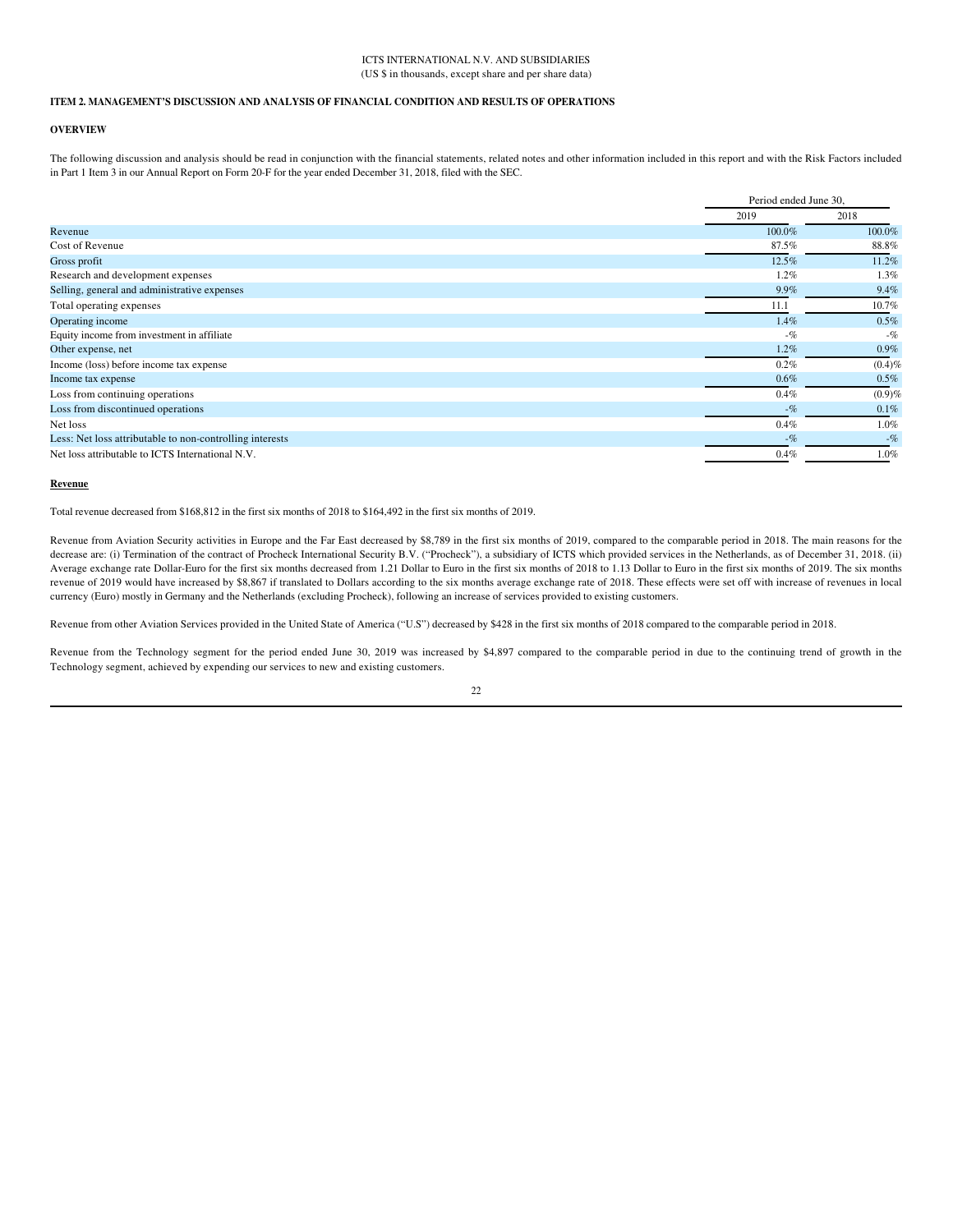ICTS INTERNATIONAL N.V. AND SUBSIDIARIES
(US $ in thousands, except share and per share data)

## ITEM 2. MANAGEMENT'S DISCUSSION AND ANALYSIS OF FINANCIAL CONDITION AND RESULTS OF OPERATIONS

### OVERVIEW

The following discussion and analysis should be read in conjunction with the financial statements, related notes and other information included in this report and with the Risk Factors included in Part 1 Item 3 in our Annual Report on Form 20-F for the year ended December 31, 2018, filed with the SEC.

| | Period ended June 30, | |
|---|---|---|
| | 2019 | 2018 |
| Revenue | 100.0% | 100.0% |
| Cost of Revenue | 87.5% | 88.8% |
| Gross profit | 12.5% | 11.2% |
| Research and development expenses | 1.2% | 1.3% |
| Selling, general and administrative expenses | 9.9% | 9.4% |
| Total operating expenses | 11.1 | 10.7% |
| Operating income | 1.4% | 0.5% |
| Equity income from investment in affiliate | -% | -% |
| Other expense, net | 1.2% | 0.9% |
| Income (loss) before income tax expense | 0.2% | (0.4)% |
| Income tax expense | 0.6% | 0.5% |
| Loss from continuing operations | 0.4% | (0.9)% |
| Loss from discontinued operations | -% | 0.1% |
| Net loss | 0.4% | 1.0% |
| Less: Net loss attributable to non-controlling interests | -% | -% |
| Net loss attributable to ICTS International N.V. | 0.4% | 1.0% |

**Revenue**

Total revenue decreased from $168,812 in the first six months of 2018 to $164,492 in the first six months of 2019.

Revenue from Aviation Security activities in Europe and the Far East decreased by $8,789 in the first six months of 2019, compared to the comparable period in 2018. The main reasons for the decrease are: (i) Termination of the contract of Procheck International Security B.V. ("Procheck"), a subsidiary of ICTS which provided services in the Netherlands, as of December 31, 2018. (ii) Average exchange rate Dollar-Euro for the first six months decreased from 1.21 Dollar to Euro in the first six months of 2018 to 1.13 Dollar to Euro in the first six months of 2019. The six months revenue of 2019 would have increased by $8,867 if translated to Dollars according to the six months average exchange rate of 2018. These effects were set off with increase of revenues in local currency (Euro) mostly in Germany and the Netherlands (excluding Procheck), following an increase of services provided to existing customers.

Revenue from other Aviation Services provided in the United State of America ("U.S") decreased by $428 in the first six months of 2018 compared to the comparable period in 2018.

Revenue from the Technology segment for the period ended June 30, 2019 was increased by $4,897 compared to the comparable period in due to the continuing trend of growth in the Technology segment, achieved by expending our services to new and existing customers.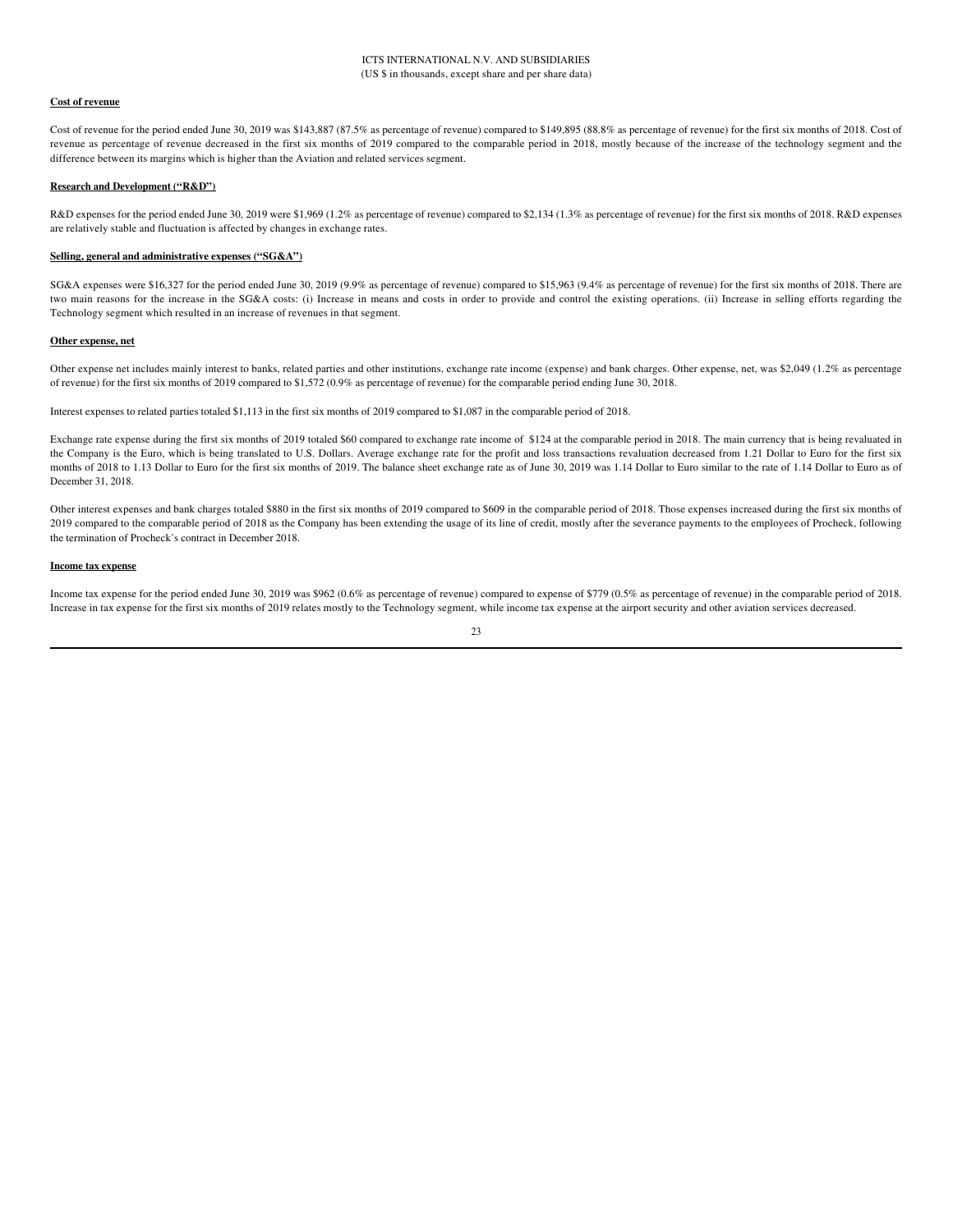#### Cost of revenue

Cost of revenue for the period ended June 30, 2019 was $143,887 (87.5% as percentage of revenue) compared to $149,895 (88.8% as percentage of revenue) for the first six months of 2018. Cost of revenue as percentage of revenue decreased in the first six months of 2019 compared to the comparable period in 2018, mostly because of the increase of the technology segment and the difference between its margins which is higher than the Aviation and related services segment.

#### Research and Development ("R&D")

R&D expenses for the period ended June 30, 2019 were $1,969 (1.2% as percentage of revenue) compared to $2,134 (1.3% as percentage of revenue) for the first six months of 2018. R&D expenses are relatively stable and fluctuation is affected by changes in exchange rates.

#### Selling, general and administrative expenses ("SG&A")

SG&A expenses were $16,327 for the period ended June 30, 2019 (9.9% as percentage of revenue) compared to $15,963 (9.4% as percentage of revenue) for the first six months of 2018. There are two main reasons for the increase in the SG&A costs: (i) Increase in means and costs in order to provide and control the existing operations. (ii) Increase in selling efforts regarding the Technology segment which resulted in an increase of revenues in that segment.

#### Other expense, net

Other expense net includes mainly interest to banks, related parties and other institutions, exchange rate income (expense) and bank charges. Other expense, net, was $2,049 (1.2% as percentage of revenue) for the first six months of 2019 compared to $1,572 (0.9% as percentage of revenue) for the comparable period ending June 30, 2018.

Interest expenses to related parties totaled $1,113 in the first six months of 2019 compared to $1,087 in the comparable period of 2018.

Exchange rate expense during the first six months of 2019 totaled $60 compared to exchange rate income of $124 at the comparable period in 2018. The main currency that is being revaluated in the Company is the Euro, which is being translated to U.S. Dollars. Average exchange rate for the profit and loss transactions revaluation decreased from 1.21 Dollar to Euro for the first six months of 2018 to 1.13 Dollar to Euro for the first six months of 2019. The balance sheet exchange rate as of June 30, 2019 was 1.14 Dollar to Euro similar to the rate of 1.14 Dollar to Euro as of December 31, 2018.

Other interest expenses and bank charges totaled $880 in the first six months of 2019 compared to $609 in the comparable period of 2018. Those expenses increased during the first six months of 2019 compared to the comparable period of 2018 as the Company has been extending the usage of its line of credit, mostly after the severance payments to the employees of Procheck, following the termination of Procheck's contract in December 2018.

#### Income tax expense

Income tax expense for the period ended June 30, 2019 was $962 (0.6% as percentage of revenue) compared to expense of $779 (0.5% as percentage of revenue) in the comparable period of 2018. Increase in tax expense for the first six months of 2019 relates mostly to the Technology segment, while income tax expense at the airport security and other aviation services decreased.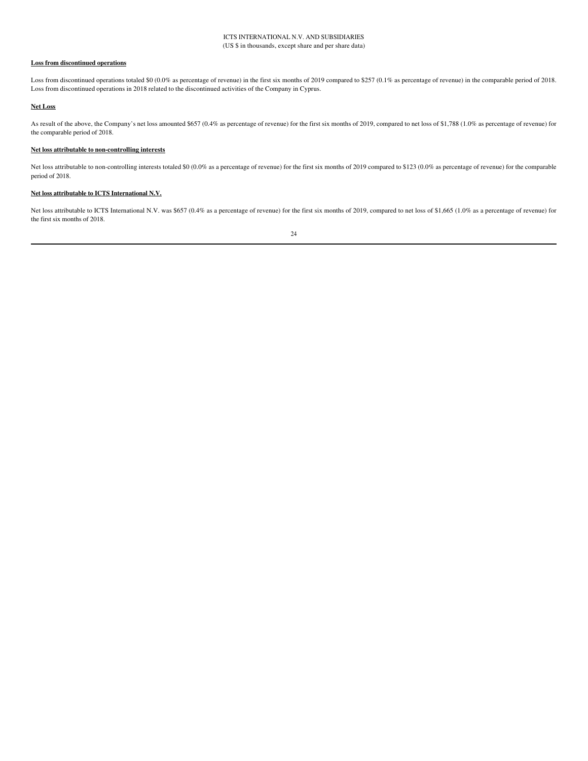**Loss from discontinued operations**

Loss from discontinued operations totaled $0 (0.0% as percentage of revenue) in the first six months of 2019 compared to $257 (0.1% as percentage of revenue) in the comparable period of 2018. Loss from discontinued operations in 2018 related to the discontinued activities of the Company in Cyprus.

**Net Loss**

As result of the above, the Company's net loss amounted $657 (0.4% as percentage of revenue) for the first six months of 2019, compared to net loss of $1,788 (1.0% as percentage of revenue) for the comparable period of 2018.

**Net loss attributable to non-controlling interests**

Net loss attributable to non-controlling interests totaled $0 (0.0% as a percentage of revenue) for the first six months of 2019 compared to $123 (0.0% as percentage of revenue) for the comparable period of 2018.

**Net loss attributable to ICTS International N.V.**

Net loss attributable to ICTS International N.V. was $657 (0.4% as a percentage of revenue) for the first six months of 2019, compared to net loss of $1,665 (1.0% as a percentage of revenue) for the first six months of 2018.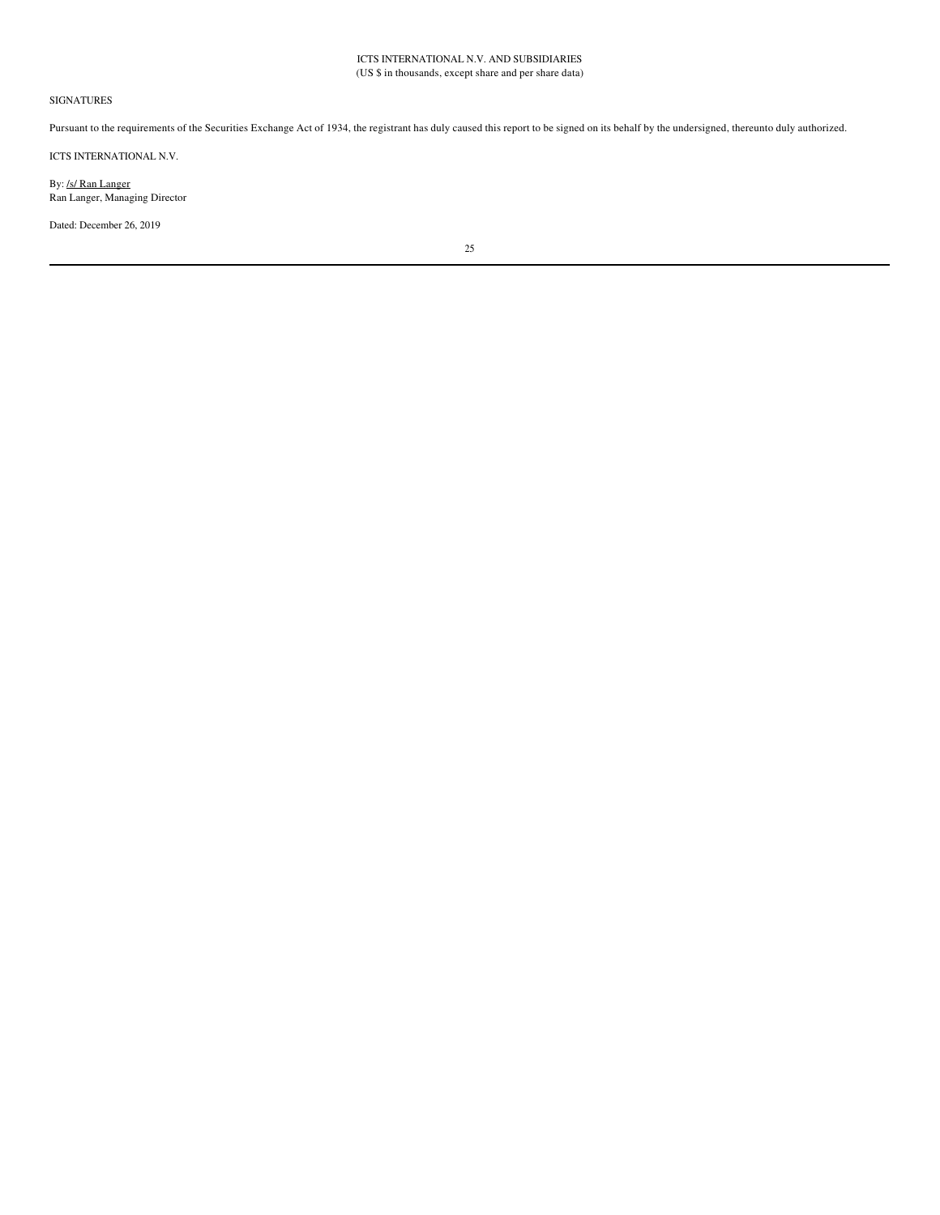SIGNATURES

Pursuant to the requirements of the Securities Exchange Act of 1934, the registrant has duly caused this report to be signed on its behalf by the undersigned, thereunto duly authorized.

ICTS INTERNATIONAL N.V.

By: /s/ Ran Langer
Ran Langer, Managing Director

Dated: December 26, 2019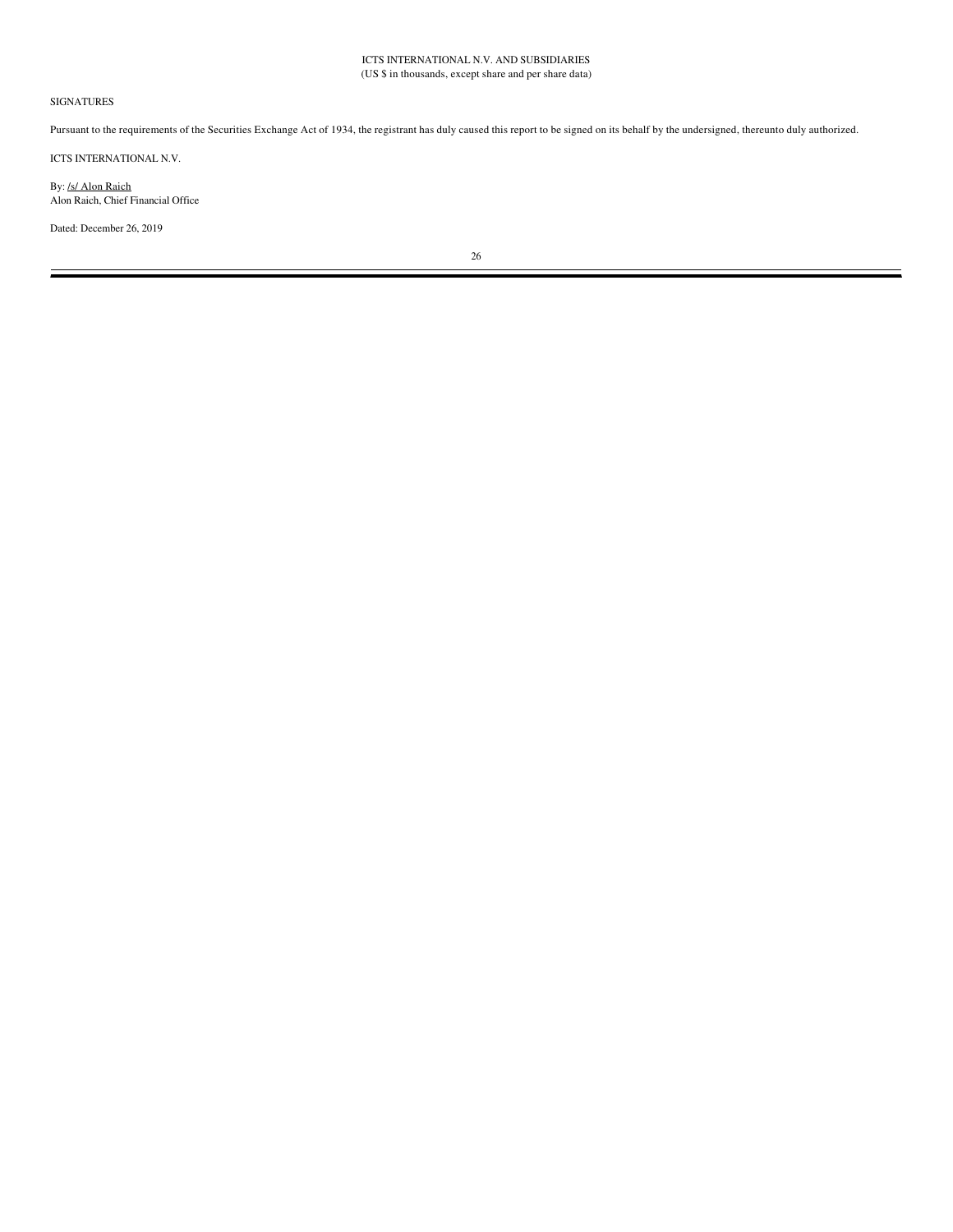## SIGNATURES

Pursuant to the requirements of the Securities Exchange Act of 1934, the registrant has duly caused this report to be signed on its behalf by the undersigned, thereunto duly authorized.

ICTS INTERNATIONAL N.V.

By: /s/ Alon Raich
Alon Raich, Chief Financial Office

Dated: December 26, 2019